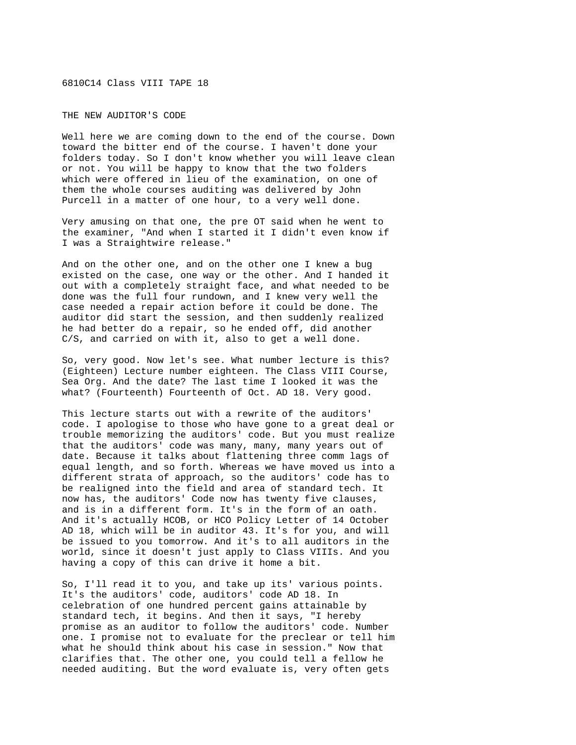6810C14 Class VIII TAPE 18

THE NEW AUDITOR'S CODE

Well here we are coming down to the end of the course. Down toward the bitter end of the course. I haven't done your folders today. So I don't know whether you will leave clean or not. You will be happy to know that the two folders which were offered in lieu of the examination, on one of them the whole courses auditing was delivered by John Purcell in a matter of one hour, to a very well done.

Very amusing on that one, the pre OT said when he went to the examiner, "And when I started it I didn't even know if I was a Straightwire release."

And on the other one, and on the other one I knew a bug existed on the case, one way or the other. And I handed it out with a completely straight face, and what needed to be done was the full four rundown, and I knew very well the case needed a repair action before it could be done. The auditor did start the session, and then suddenly realized he had better do a repair, so he ended off, did another C/S, and carried on with it, also to get a well done.

So, very good. Now let's see. What number lecture is this? (Eighteen) Lecture number eighteen. The Class VIII Course, Sea Org. And the date? The last time I looked it was the what? (Fourteenth) Fourteenth of Oct. AD 18. Very good.

This lecture starts out with a rewrite of the auditors' code. I apologise to those who have gone to a great deal or trouble memorizing the auditors' code. But you must realize that the auditors' code was many, many, many years out of date. Because it talks about flattening three comm lags of equal length, and so forth. Whereas we have moved us into a different strata of approach, so the auditors' code has to be realigned into the field and area of standard tech. It now has, the auditors' Code now has twenty five clauses, and is in a different form. It's in the form of an oath. And it's actually HCOB, or HCO Policy Letter of 14 October AD 18, which will be in auditor 43. It's for you, and will be issued to you tomorrow. And it's to all auditors in the world, since it doesn't just apply to Class VIIIs. And you having a copy of this can drive it home a bit.

So, I'll read it to you, and take up its' various points. It's the auditors' code, auditors' code AD 18. In celebration of one hundred percent gains attainable by standard tech, it begins. And then it says, "I hereby promise as an auditor to follow the auditors' code. Number one. I promise not to evaluate for the preclear or tell him what he should think about his case in session." Now that clarifies that. The other one, you could tell a fellow he needed auditing. But the word evaluate is, very often gets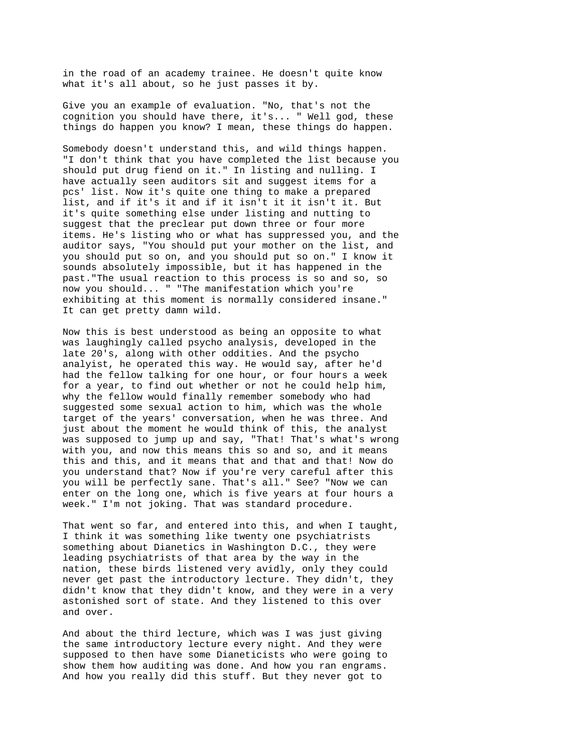in the road of an academy trainee. He doesn't quite know what it's all about, so he just passes it by.

Give you an example of evaluation. "No, that's not the cognition you should have there, it's... " Well god, these things do happen you know? I mean, these things do happen.

Somebody doesn't understand this, and wild things happen. "I don't think that you have completed the list because you should put drug fiend on it." In listing and nulling. I have actually seen auditors sit and suggest items for a pcs' list. Now it's quite one thing to make a prepared list, and if it's it and if it isn't it it isn't it. But it's quite something else under listing and nutting to suggest that the preclear put down three or four more items. He's listing who or what has suppressed you, and the auditor says, "You should put your mother on the list, and you should put so on, and you should put so on." I know it sounds absolutely impossible, but it has happened in the past."The usual reaction to this process is so and so, so now you should... " "The manifestation which you're exhibiting at this moment is normally considered insane." It can get pretty damn wild.

Now this is best understood as being an opposite to what was laughingly called psycho analysis, developed in the late 20's, along with other oddities. And the psycho analyist, he operated this way. He would say, after he'd had the fellow talking for one hour, or four hours a week for a year, to find out whether or not he could help him, why the fellow would finally remember somebody who had suggested some sexual action to him, which was the whole target of the years' conversation, when he was three. And just about the moment he would think of this, the analyst was supposed to jump up and say, "That! That's what's wrong with you, and now this means this so and so, and it means this and this, and it means that and that and that! Now do you understand that? Now if you're very careful after this you will be perfectly sane. That's all." See? "Now we can enter on the long one, which is five years at four hours a week." I'm not joking. That was standard procedure.

That went so far, and entered into this, and when I taught, I think it was something like twenty one psychiatrists something about Dianetics in Washington D.C., they were leading psychiatrists of that area by the way in the nation, these birds listened very avidly, only they could never get past the introductory lecture. They didn't, they didn't know that they didn't know, and they were in a very astonished sort of state. And they listened to this over and over.

And about the third lecture, which was I was just giving the same introductory lecture every night. And they were supposed to then have some Dianeticists who were going to show them how auditing was done. And how you ran engrams. And how you really did this stuff. But they never got to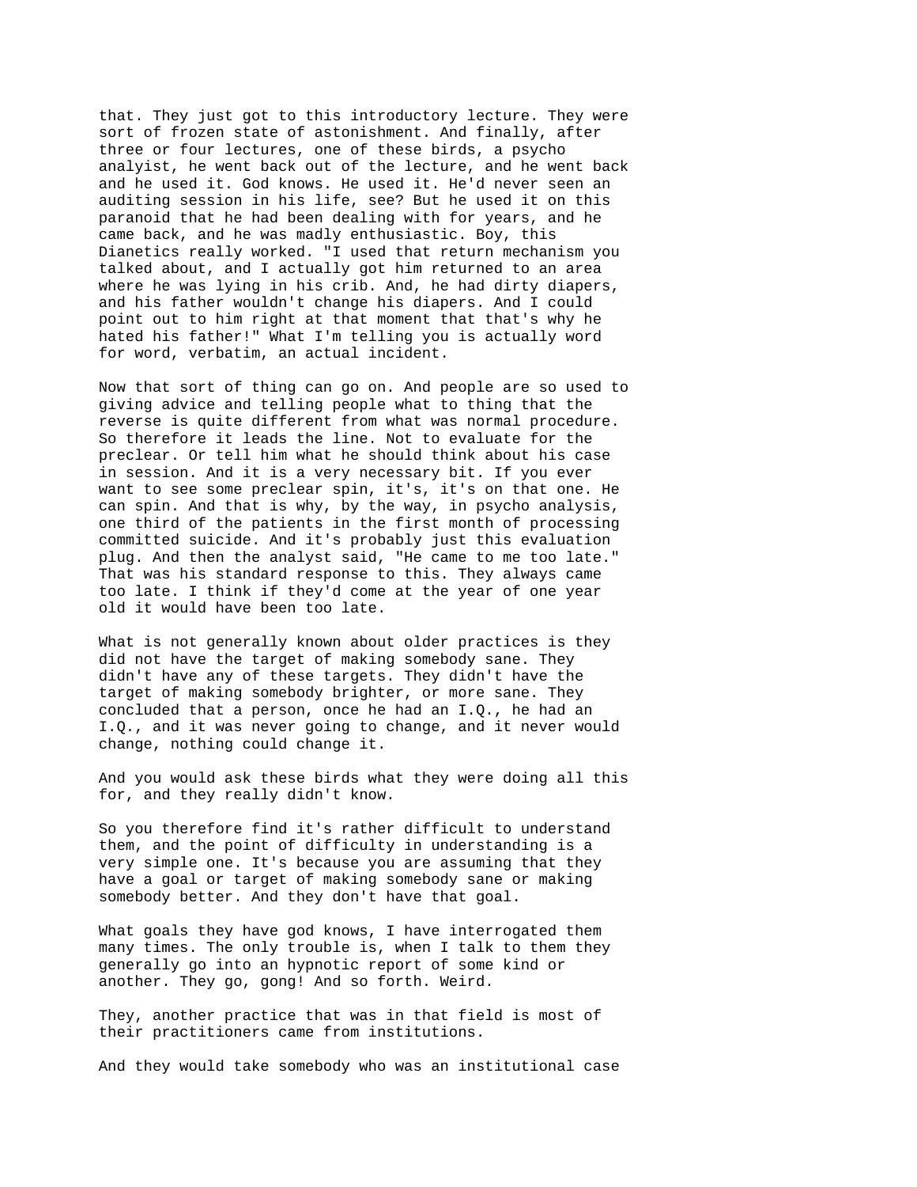that. They just got to this introductory lecture. They were sort of frozen state of astonishment. And finally, after three or four lectures, one of these birds, a psycho analyist, he went back out of the lecture, and he went back and he used it. God knows. He used it. He'd never seen an auditing session in his life, see? But he used it on this paranoid that he had been dealing with for years, and he came back, and he was madly enthusiastic. Boy, this Dianetics really worked. "I used that return mechanism you talked about, and I actually got him returned to an area where he was lying in his crib. And, he had dirty diapers, and his father wouldn't change his diapers. And I could point out to him right at that moment that that's why he hated his father!" What I'm telling you is actually word for word, verbatim, an actual incident.

Now that sort of thing can go on. And people are so used to giving advice and telling people what to thing that the reverse is quite different from what was normal procedure. So therefore it leads the line. Not to evaluate for the preclear. Or tell him what he should think about his case in session. And it is a very necessary bit. If you ever want to see some preclear spin, it's, it's on that one. He can spin. And that is why, by the way, in psycho analysis, one third of the patients in the first month of processing committed suicide. And it's probably just this evaluation plug. And then the analyst said, "He came to me too late." That was his standard response to this. They always came too late. I think if they'd come at the year of one year old it would have been too late.

What is not generally known about older practices is they did not have the target of making somebody sane. They didn't have any of these targets. They didn't have the target of making somebody brighter, or more sane. They concluded that a person, once he had an I.Q., he had an I.Q., and it was never going to change, and it never would change, nothing could change it.

And you would ask these birds what they were doing all this for, and they really didn't know.

So you therefore find it's rather difficult to understand them, and the point of difficulty in understanding is a very simple one. It's because you are assuming that they have a goal or target of making somebody sane or making somebody better. And they don't have that goal.

What goals they have god knows, I have interrogated them many times. The only trouble is, when I talk to them they generally go into an hypnotic report of some kind or another. They go, gong! And so forth. Weird.

They, another practice that was in that field is most of their practitioners came from institutions.

And they would take somebody who was an institutional case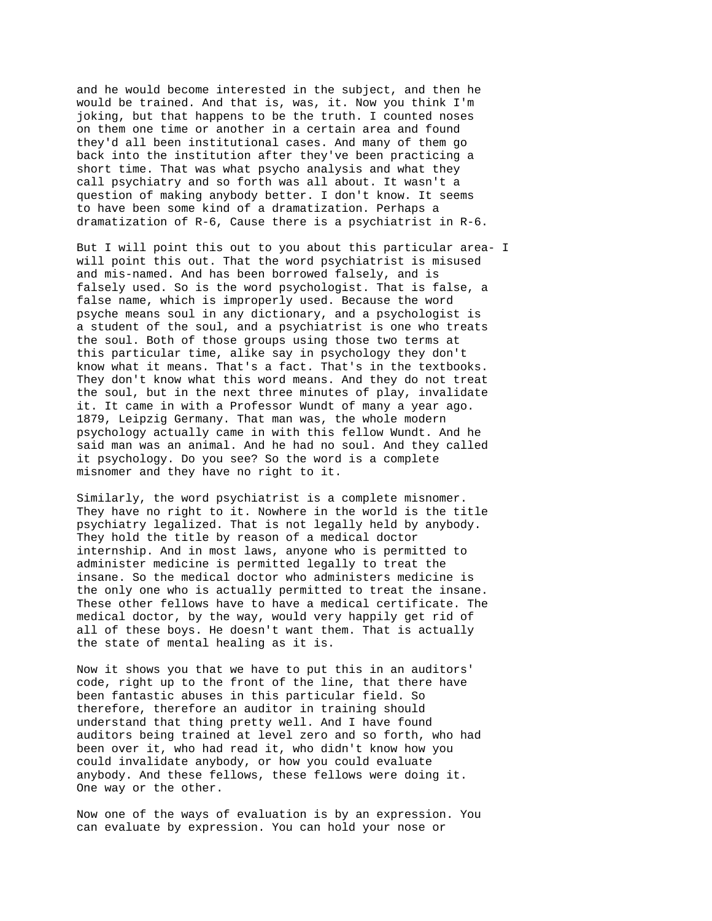and he would become interested in the subject, and then he would be trained. And that is, was, it. Now you think I'm joking, but that happens to be the truth. I counted noses on them one time or another in a certain area and found they'd all been institutional cases. And many of them go back into the institution after they've been practicing a short time. That was what psycho analysis and what they call psychiatry and so forth was all about. It wasn't a question of making anybody better. I don't know. It seems to have been some kind of a dramatization. Perhaps a dramatization of R-6, Cause there is a psychiatrist in R-6.

But I will point this out to you about this particular area- I will point this out. That the word psychiatrist is misused and mis-named. And has been borrowed falsely, and is falsely used. So is the word psychologist. That is false, a false name, which is improperly used. Because the word psyche means soul in any dictionary, and a psychologist is a student of the soul, and a psychiatrist is one who treats the soul. Both of those groups using those two terms at this particular time, alike say in psychology they don't know what it means. That's a fact. That's in the textbooks. They don't know what this word means. And they do not treat the soul, but in the next three minutes of play, invalidate it. It came in with a Professor Wundt of many a year ago. 1879, Leipzig Germany. That man was, the whole modern psychology actually came in with this fellow Wundt. And he said man was an animal. And he had no soul. And they called it psychology. Do you see? So the word is a complete misnomer and they have no right to it.

Similarly, the word psychiatrist is a complete misnomer. They have no right to it. Nowhere in the world is the title psychiatry legalized. That is not legally held by anybody. They hold the title by reason of a medical doctor internship. And in most laws, anyone who is permitted to administer medicine is permitted legally to treat the insane. So the medical doctor who administers medicine is the only one who is actually permitted to treat the insane. These other fellows have to have a medical certificate. The medical doctor, by the way, would very happily get rid of all of these boys. He doesn't want them. That is actually the state of mental healing as it is.

Now it shows you that we have to put this in an auditors' code, right up to the front of the line, that there have been fantastic abuses in this particular field. So therefore, therefore an auditor in training should understand that thing pretty well. And I have found auditors being trained at level zero and so forth, who had been over it, who had read it, who didn't know how you could invalidate anybody, or how you could evaluate anybody. And these fellows, these fellows were doing it. One way or the other.

Now one of the ways of evaluation is by an expression. You can evaluate by expression. You can hold your nose or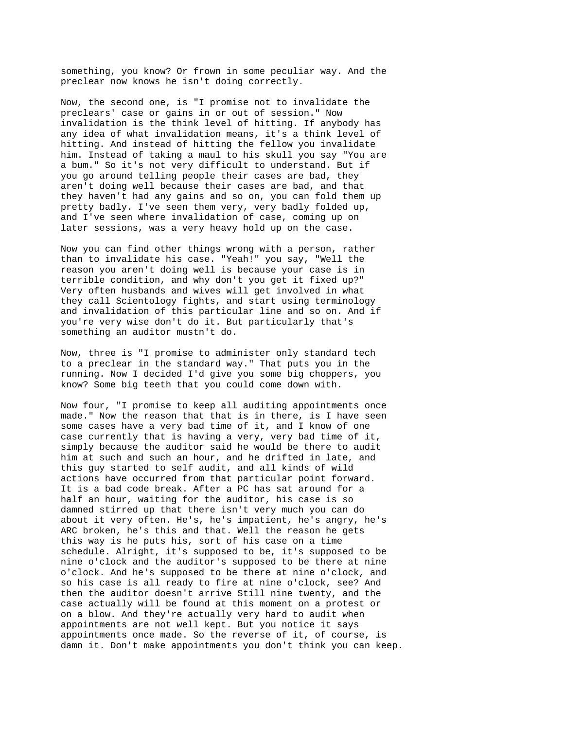something, you know? Or frown in some peculiar way. And the preclear now knows he isn't doing correctly.

Now, the second one, is "I promise not to invalidate the preclears' case or gains in or out of session." Now invalidation is the think level of hitting. If anybody has any idea of what invalidation means, it's a think level of hitting. And instead of hitting the fellow you invalidate him. Instead of taking a maul to his skull you say "You are a bum." So it's not very difficult to understand. But if you go around telling people their cases are bad, they aren't doing well because their cases are bad, and that they haven't had any gains and so on, you can fold them up pretty badly. I've seen them very, very badly folded up, and I've seen where invalidation of case, coming up on later sessions, was a very heavy hold up on the case.

Now you can find other things wrong with a person, rather than to invalidate his case. "Yeah!" you say, "Well the reason you aren't doing well is because your case is in terrible condition, and why don't you get it fixed up?" Very often husbands and wives will get involved in what they call Scientology fights, and start using terminology and invalidation of this particular line and so on. And if you're very wise don't do it. But particularly that's something an auditor mustn't do.

Now, three is "I promise to administer only standard tech to a preclear in the standard way." That puts you in the running. Now I decided I'd give you some big choppers, you know? Some big teeth that you could come down with.

Now four, "I promise to keep all auditing appointments once made." Now the reason that that is in there, is I have seen some cases have a very bad time of it, and I know of one case currently that is having a very, very bad time of it, simply because the auditor said he would be there to audit him at such and such an hour, and he drifted in late, and this guy started to self audit, and all kinds of wild actions have occurred from that particular point forward. It is a bad code break. After a PC has sat around for a half an hour, waiting for the auditor, his case is so damned stirred up that there isn't very much you can do about it very often. He's, he's impatient, he's angry, he's ARC broken, he's this and that. Well the reason he gets this way is he puts his, sort of his case on a time schedule. Alright, it's supposed to be, it's supposed to be nine o'clock and the auditor's supposed to be there at nine o'clock. And he's supposed to be there at nine o'clock, and so his case is all ready to fire at nine o'clock, see? And then the auditor doesn't arrive Still nine twenty, and the case actually will be found at this moment on a protest or on a blow. And they're actually very hard to audit when appointments are not well kept. But you notice it says appointments once made. So the reverse of it, of course, is damn it. Don't make appointments you don't think you can keep.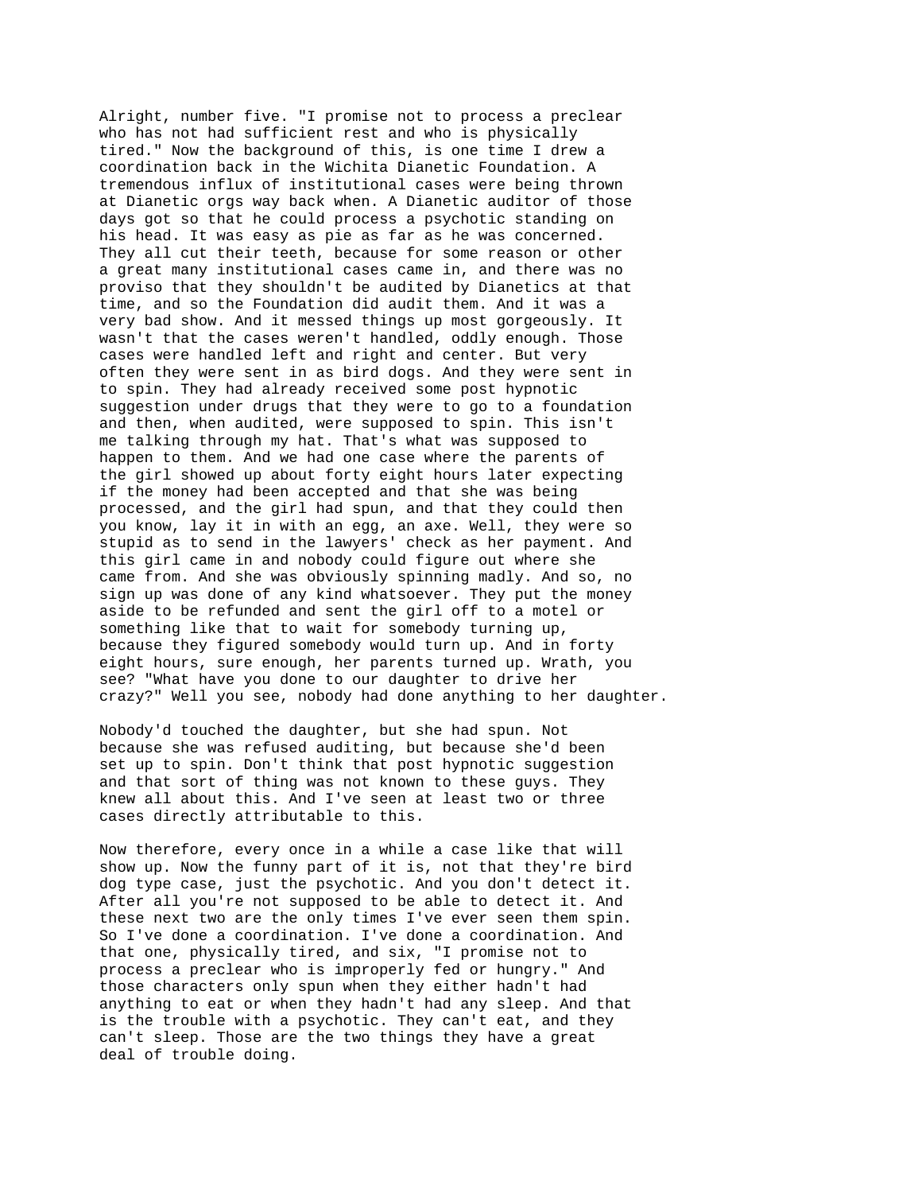Alright, number five. "I promise not to process a preclear who has not had sufficient rest and who is physically tired." Now the background of this, is one time I drew a coordination back in the Wichita Dianetic Foundation. A tremendous influx of institutional cases were being thrown at Dianetic orgs way back when. A Dianetic auditor of those days got so that he could process a psychotic standing on his head. It was easy as pie as far as he was concerned. They all cut their teeth, because for some reason or other a great many institutional cases came in, and there was no proviso that they shouldn't be audited by Dianetics at that time, and so the Foundation did audit them. And it was a very bad show. And it messed things up most gorgeously. It wasn't that the cases weren't handled, oddly enough. Those cases were handled left and right and center. But very often they were sent in as bird dogs. And they were sent in to spin. They had already received some post hypnotic suggestion under drugs that they were to go to a foundation and then, when audited, were supposed to spin. This isn't me talking through my hat. That's what was supposed to happen to them. And we had one case where the parents of the girl showed up about forty eight hours later expecting if the money had been accepted and that she was being processed, and the girl had spun, and that they could then you know, lay it in with an egg, an axe. Well, they were so stupid as to send in the lawyers' check as her payment. And this girl came in and nobody could figure out where she came from. And she was obviously spinning madly. And so, no sign up was done of any kind whatsoever. They put the money aside to be refunded and sent the girl off to a motel or something like that to wait for somebody turning up, because they figured somebody would turn up. And in forty eight hours, sure enough, her parents turned up. Wrath, you see? "What have you done to our daughter to drive her crazy?" Well you see, nobody had done anything to her daughter.

Nobody'd touched the daughter, but she had spun. Not because she was refused auditing, but because she'd been set up to spin. Don't think that post hypnotic suggestion and that sort of thing was not known to these guys. They knew all about this. And I've seen at least two or three cases directly attributable to this.

Now therefore, every once in a while a case like that will show up. Now the funny part of it is, not that they're bird dog type case, just the psychotic. And you don't detect it. After all you're not supposed to be able to detect it. And these next two are the only times I've ever seen them spin. So I've done a coordination. I've done a coordination. And that one, physically tired, and six, "I promise not to process a preclear who is improperly fed or hungry." And those characters only spun when they either hadn't had anything to eat or when they hadn't had any sleep. And that is the trouble with a psychotic. They can't eat, and they can't sleep. Those are the two things they have a great deal of trouble doing.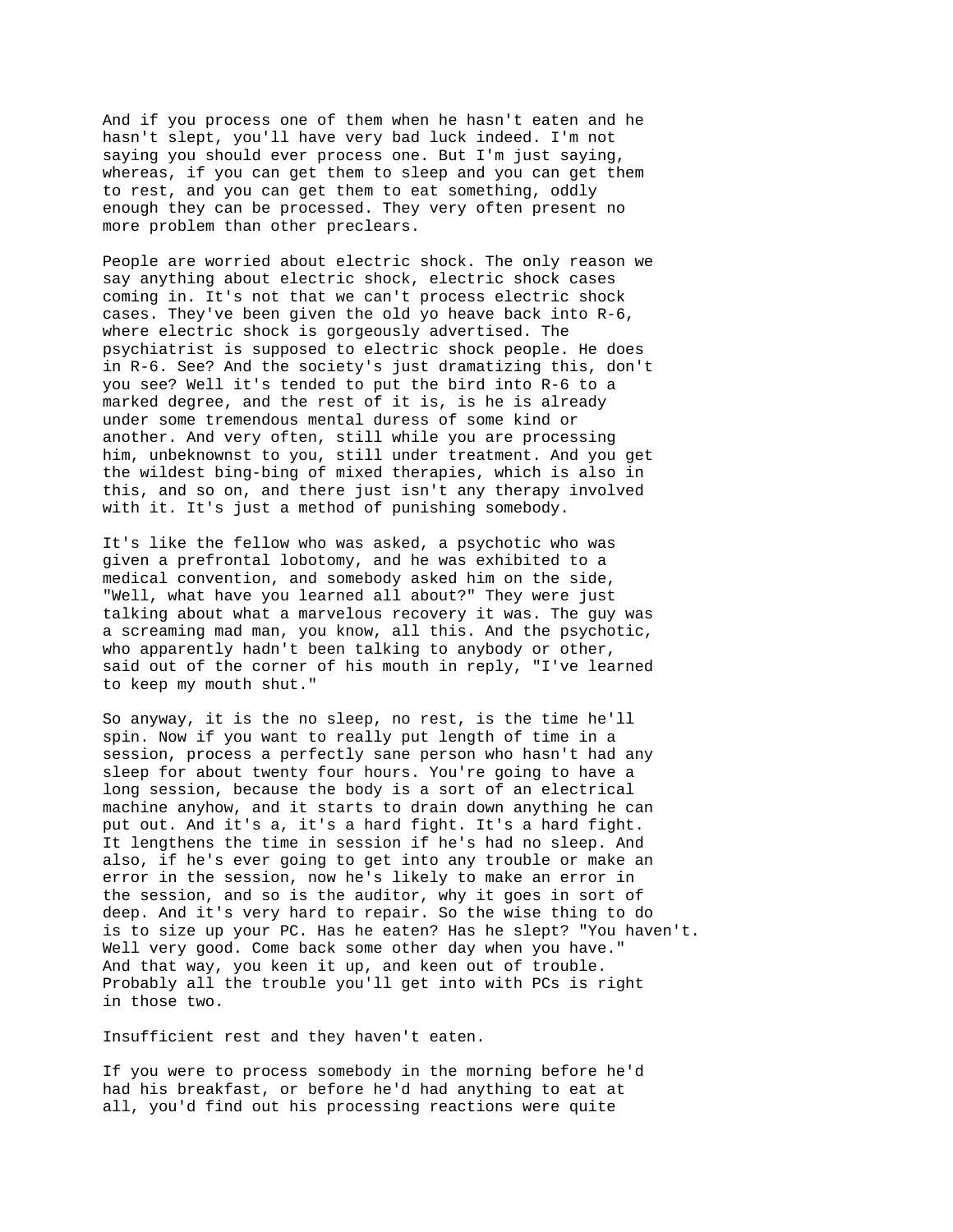And if you process one of them when he hasn't eaten and he hasn't slept, you'll have very bad luck indeed. I'm not saying you should ever process one. But I'm just saying, whereas, if you can get them to sleep and you can get them to rest, and you can get them to eat something, oddly enough they can be processed. They very often present no more problem than other preclears.

People are worried about electric shock. The only reason we say anything about electric shock, electric shock cases coming in. It's not that we can't process electric shock cases. They've been given the old yo heave back into R-6, where electric shock is gorgeously advertised. The psychiatrist is supposed to electric shock people. He does in R-6. See? And the society's just dramatizing this, don't you see? Well it's tended to put the bird into R-6 to a marked degree, and the rest of it is, is he is already under some tremendous mental duress of some kind or another. And very often, still while you are processing him, unbeknownst to you, still under treatment. And you get the wildest bing-bing of mixed therapies, which is also in this, and so on, and there just isn't any therapy involved with it. It's just a method of punishing somebody.

It's like the fellow who was asked, a psychotic who was given a prefrontal lobotomy, and he was exhibited to a medical convention, and somebody asked him on the side, "Well, what have you learned all about?" They were just talking about what a marvelous recovery it was. The guy was a screaming mad man, you know, all this. And the psychotic, who apparently hadn't been talking to anybody or other, said out of the corner of his mouth in reply, "I've learned to keep my mouth shut."

So anyway, it is the no sleep, no rest, is the time he'll spin. Now if you want to really put length of time in a session, process a perfectly sane person who hasn't had any sleep for about twenty four hours. You're going to have a long session, because the body is a sort of an electrical machine anyhow, and it starts to drain down anything he can put out. And it's a, it's a hard fight. It's a hard fight. It lengthens the time in session if he's had no sleep. And also, if he's ever going to get into any trouble or make an error in the session, now he's likely to make an error in the session, and so is the auditor, why it goes in sort of deep. And it's very hard to repair. So the wise thing to do is to size up your PC. Has he eaten? Has he slept? "You haven't. Well very good. Come back some other day when you have." And that way, you keen it up, and keen out of trouble. Probably all the trouble you'll get into with PCs is right in those two.

Insufficient rest and they haven't eaten.

If you were to process somebody in the morning before he'd had his breakfast, or before he'd had anything to eat at all, you'd find out his processing reactions were quite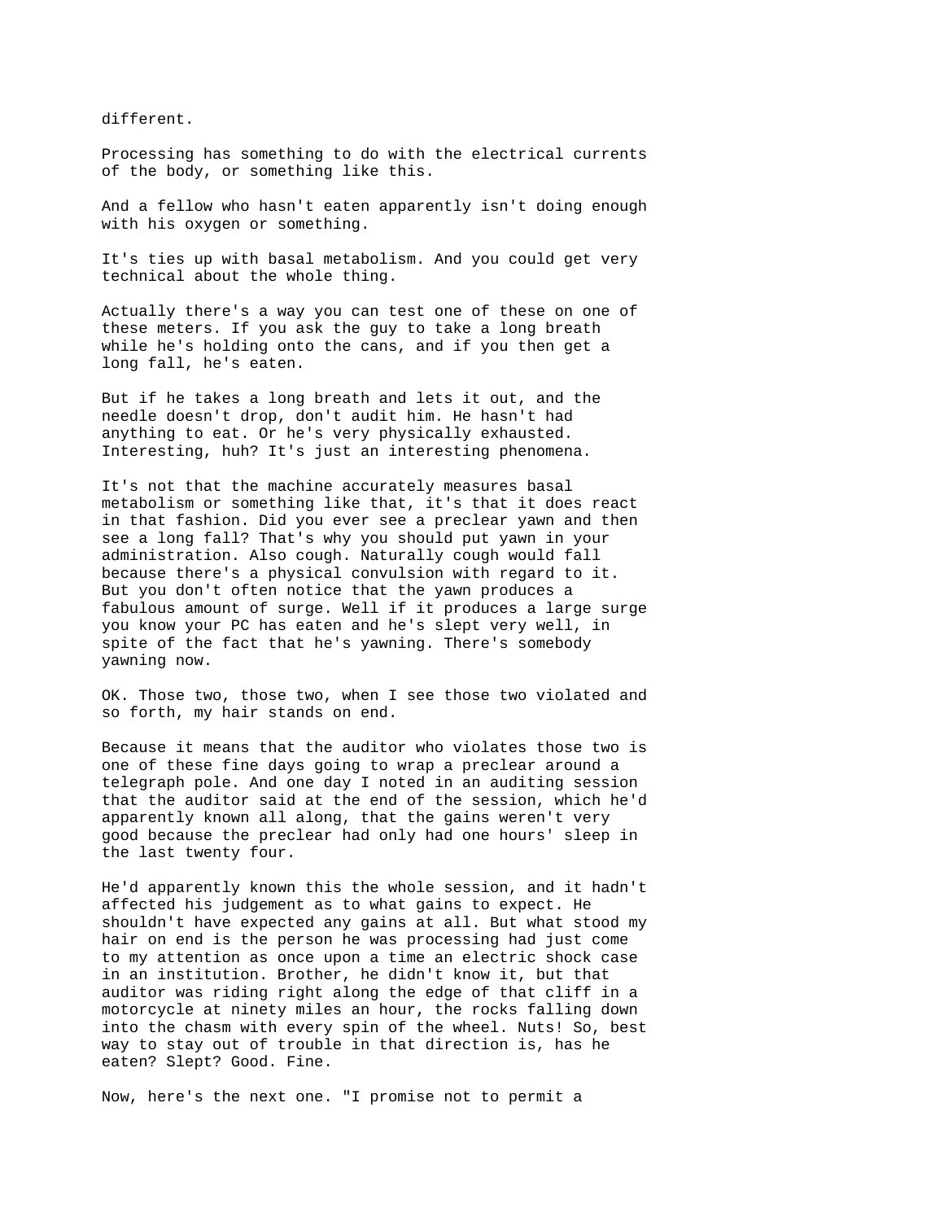different.

Processing has something to do with the electrical currents of the body, or something like this.

And a fellow who hasn't eaten apparently isn't doing enough with his oxygen or something.

It's ties up with basal metabolism. And you could get very technical about the whole thing.

Actually there's a way you can test one of these on one of these meters. If you ask the guy to take a long breath while he's holding onto the cans, and if you then get a long fall, he's eaten.

But if he takes a long breath and lets it out, and the needle doesn't drop, don't audit him. He hasn't had anything to eat. Or he's very physically exhausted. Interesting, huh? It's just an interesting phenomena.

It's not that the machine accurately measures basal metabolism or something like that, it's that it does react in that fashion. Did you ever see a preclear yawn and then see a long fall? That's why you should put yawn in your administration. Also cough. Naturally cough would fall because there's a physical convulsion with regard to it. But you don't often notice that the yawn produces a fabulous amount of surge. Well if it produces a large surge you know your PC has eaten and he's slept very well, in spite of the fact that he's yawning. There's somebody yawning now.

OK. Those two, those two, when I see those two violated and so forth, my hair stands on end.

Because it means that the auditor who violates those two is one of these fine days going to wrap a preclear around a telegraph pole. And one day I noted in an auditing session that the auditor said at the end of the session, which he'd apparently known all along, that the gains weren't very good because the preclear had only had one hours' sleep in the last twenty four.

He'd apparently known this the whole session, and it hadn't affected his judgement as to what gains to expect. He shouldn't have expected any gains at all. But what stood my hair on end is the person he was processing had just come to my attention as once upon a time an electric shock case in an institution. Brother, he didn't know it, but that auditor was riding right along the edge of that cliff in a motorcycle at ninety miles an hour, the rocks falling down into the chasm with every spin of the wheel. Nuts! So, best way to stay out of trouble in that direction is, has he eaten? Slept? Good. Fine.

Now, here's the next one. "I promise not to permit a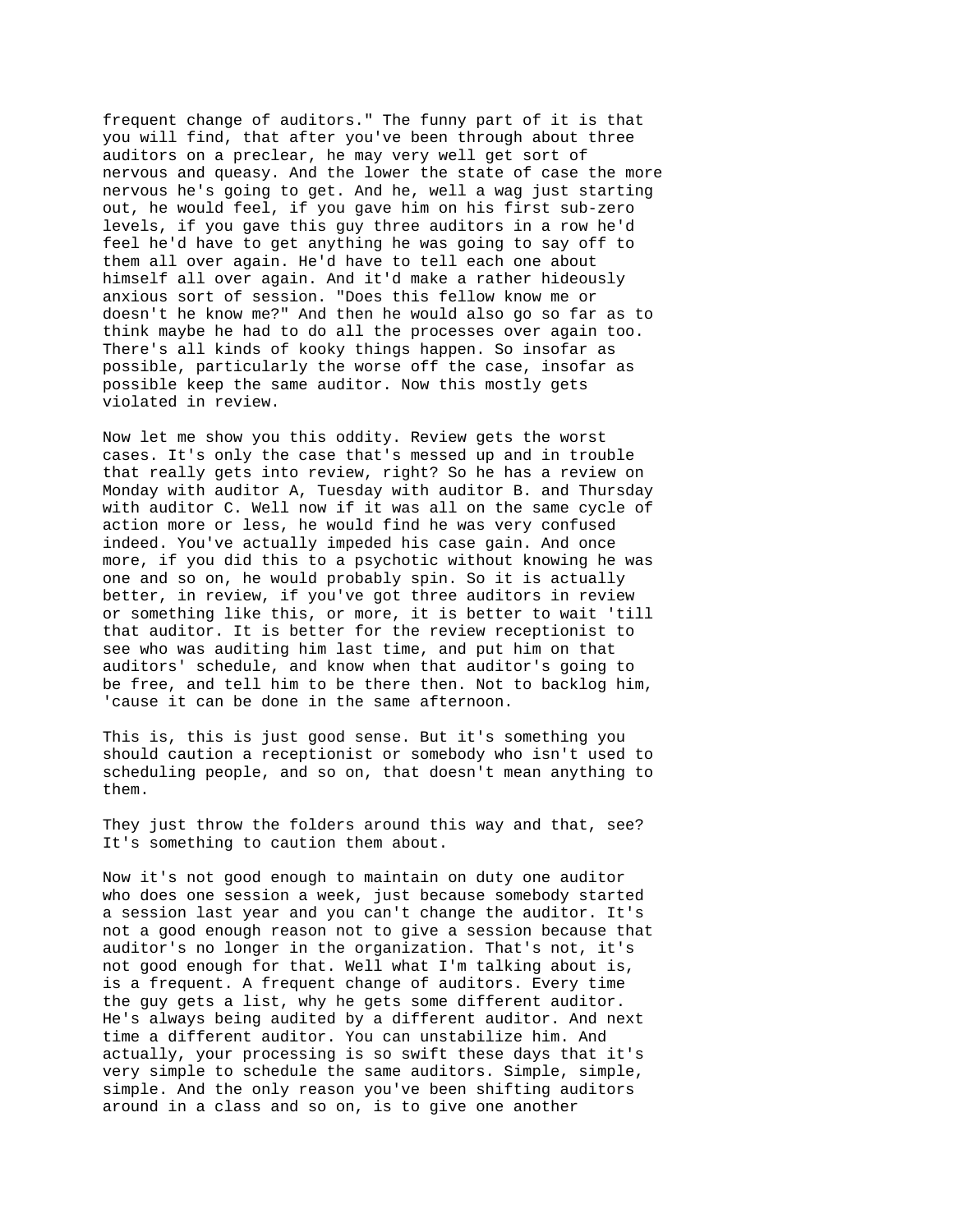frequent change of auditors." The funny part of it is that you will find, that after you've been through about three auditors on a preclear, he may very well get sort of nervous and queasy. And the lower the state of case the more nervous he's going to get. And he, well a wag just starting out, he would feel, if you gave him on his first sub-zero levels, if you gave this guy three auditors in a row he'd feel he'd have to get anything he was going to say off to them all over again. He'd have to tell each one about himself all over again. And it'd make a rather hideously anxious sort of session. "Does this fellow know me or doesn't he know me?" And then he would also go so far as to think maybe he had to do all the processes over again too. There's all kinds of kooky things happen. So insofar as possible, particularly the worse off the case, insofar as possible keep the same auditor. Now this mostly gets violated in review.

Now let me show you this oddity. Review gets the worst cases. It's only the case that's messed up and in trouble that really gets into review, right? So he has a review on Monday with auditor A, Tuesday with auditor B. and Thursday with auditor C. Well now if it was all on the same cycle of action more or less, he would find he was very confused indeed. You've actually impeded his case gain. And once more, if you did this to a psychotic without knowing he was one and so on, he would probably spin. So it is actually better, in review, if you've got three auditors in review or something like this, or more, it is better to wait 'till that auditor. It is better for the review receptionist to see who was auditing him last time, and put him on that auditors' schedule, and know when that auditor's going to be free, and tell him to be there then. Not to backlog him, 'cause it can be done in the same afternoon.

This is, this is just good sense. But it's something you should caution a receptionist or somebody who isn't used to scheduling people, and so on, that doesn't mean anything to them.

They just throw the folders around this way and that, see? It's something to caution them about.

Now it's not good enough to maintain on duty one auditor who does one session a week, just because somebody started a session last year and you can't change the auditor. It's not a good enough reason not to give a session because that auditor's no longer in the organization. That's not, it's not good enough for that. Well what I'm talking about is, is a frequent. A frequent change of auditors. Every time the guy gets a list, why he gets some different auditor. He's always being audited by a different auditor. And next time a different auditor. You can unstabilize him. And actually, your processing is so swift these days that it's very simple to schedule the same auditors. Simple, simple, simple. And the only reason you've been shifting auditors around in a class and so on, is to give one another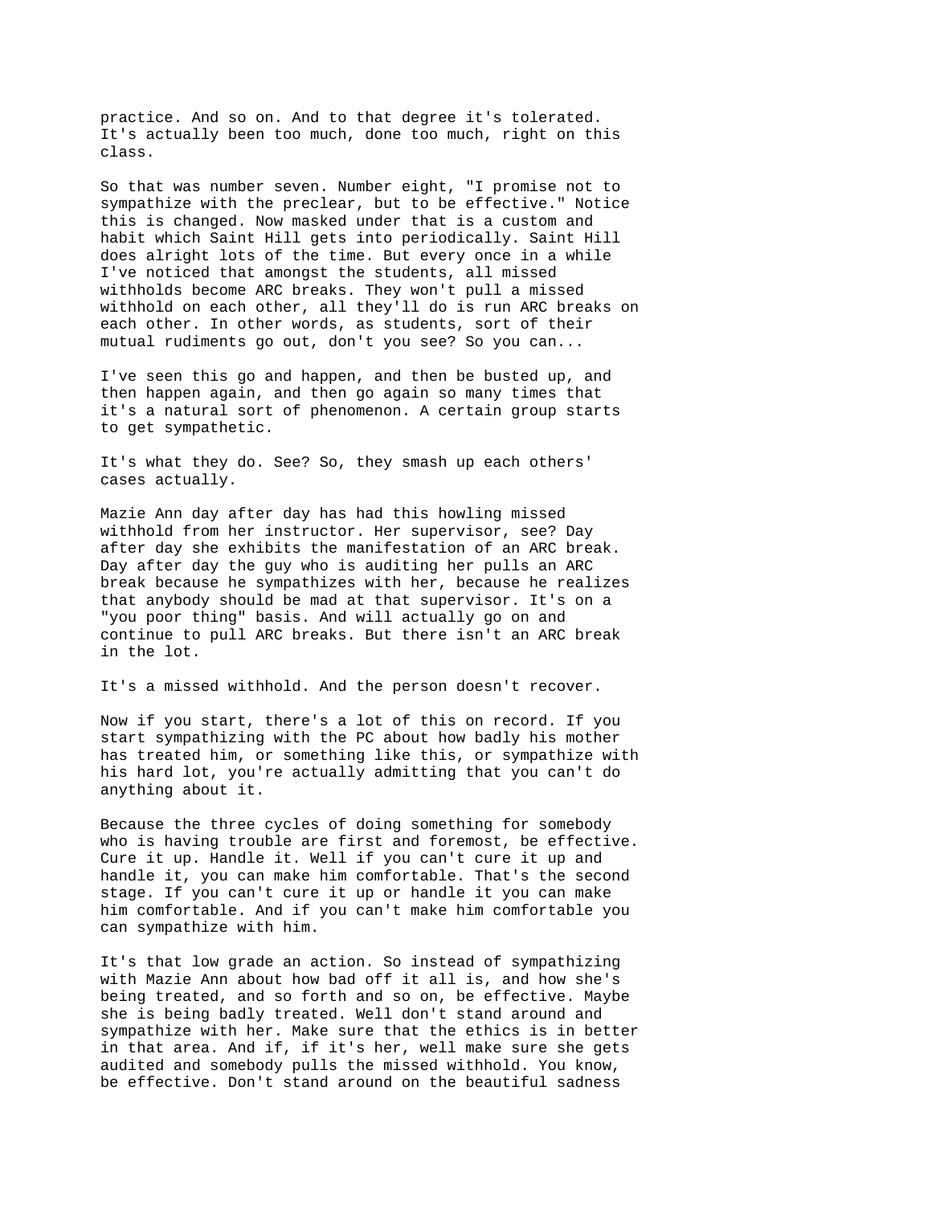practice. And so on. And to that degree it's tolerated. It's actually been too much, done too much, right on this class.

So that was number seven. Number eight, "I promise not to sympathize with the preclear, but to be effective." Notice this is changed. Now masked under that is a custom and habit which Saint Hill gets into periodically. Saint Hill does alright lots of the time. But every once in a while I've noticed that amongst the students, all missed withholds become ARC breaks. They won't pull a missed withhold on each other, all they'll do is run ARC breaks on each other. In other words, as students, sort of their mutual rudiments go out, don't you see? So you can...

I've seen this go and happen, and then be busted up, and then happen again, and then go again so many times that it's a natural sort of phenomenon. A certain group starts to get sympathetic.

It's what they do. See? So, they smash up each others' cases actually.

Mazie Ann day after day has had this howling missed withhold from her instructor. Her supervisor, see? Day after day she exhibits the manifestation of an ARC break. Day after day the guy who is auditing her pulls an ARC break because he sympathizes with her, because he realizes that anybody should be mad at that supervisor. It's on a "you poor thing" basis. And will actually go on and continue to pull ARC breaks. But there isn't an ARC break in the lot.

It's a missed withhold. And the person doesn't recover.

Now if you start, there's a lot of this on record. If you start sympathizing with the PC about how badly his mother has treated him, or something like this, or sympathize with his hard lot, you're actually admitting that you can't do anything about it.

Because the three cycles of doing something for somebody who is having trouble are first and foremost, be effective. Cure it up. Handle it. Well if you can't cure it up and handle it, you can make him comfortable. That's the second stage. If you can't cure it up or handle it you can make him comfortable. And if you can't make him comfortable you can sympathize with him.

It's that low grade an action. So instead of sympathizing with Mazie Ann about how bad off it all is, and how she's being treated, and so forth and so on, be effective. Maybe she is being badly treated. Well don't stand around and sympathize with her. Make sure that the ethics is in better in that area. And if, if it's her, well make sure she gets audited and somebody pulls the missed withhold. You know, be effective. Don't stand around on the beautiful sadness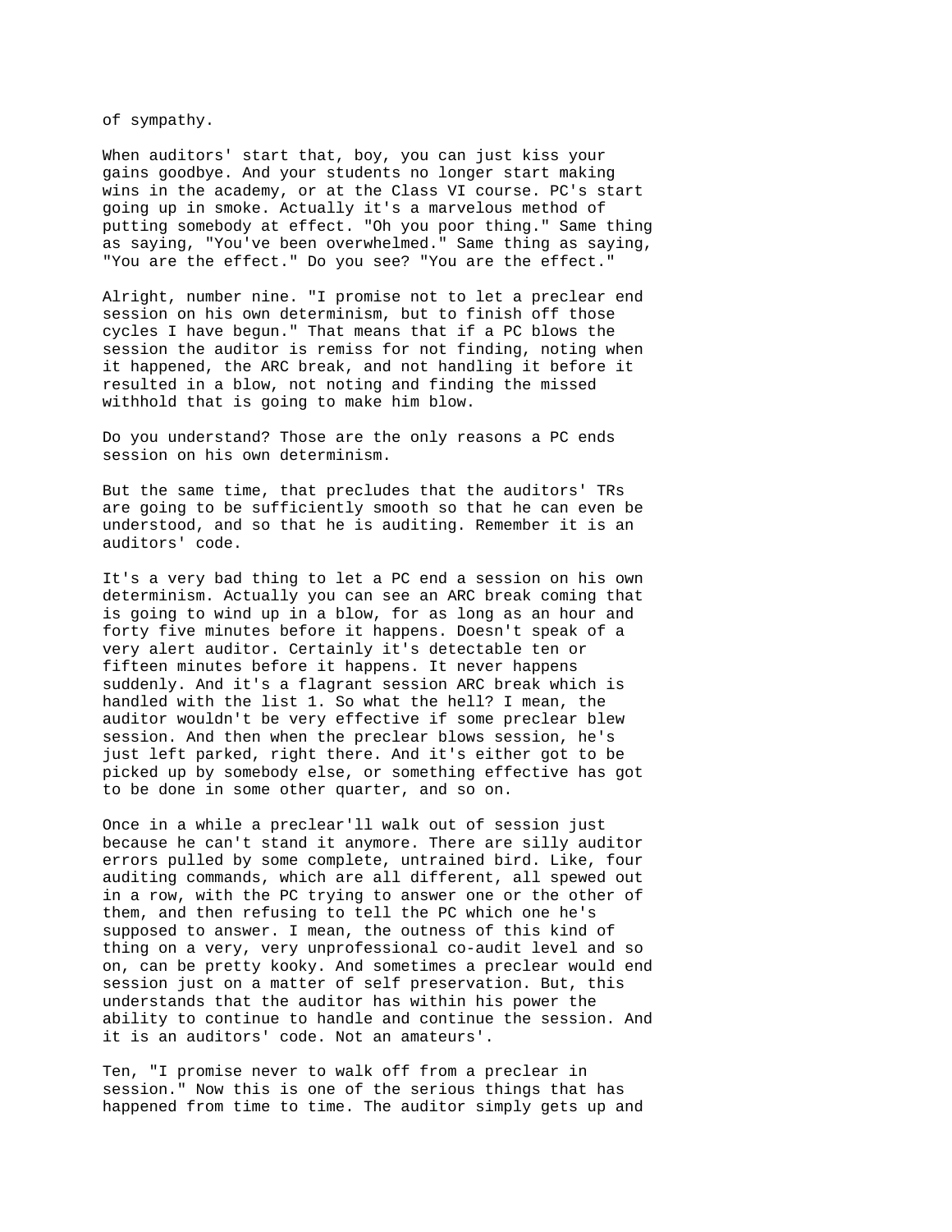of sympathy.

When auditors' start that, boy, you can just kiss your gains goodbye. And your students no longer start making wins in the academy, or at the Class VI course. PC's start going up in smoke. Actually it's a marvelous method of putting somebody at effect. "Oh you poor thing." Same thing as saying, "You've been overwhelmed." Same thing as saying, "You are the effect." Do you see? "You are the effect."

Alright, number nine. "I promise not to let a preclear end session on his own determinism, but to finish off those cycles I have begun." That means that if a PC blows the session the auditor is remiss for not finding, noting when it happened, the ARC break, and not handling it before it resulted in a blow, not noting and finding the missed withhold that is going to make him blow.

Do you understand? Those are the only reasons a PC ends session on his own determinism.

But the same time, that precludes that the auditors' TRs are going to be sufficiently smooth so that he can even be understood, and so that he is auditing. Remember it is an auditors' code.

It's a very bad thing to let a PC end a session on his own determinism. Actually you can see an ARC break coming that is going to wind up in a blow, for as long as an hour and forty five minutes before it happens. Doesn't speak of a very alert auditor. Certainly it's detectable ten or fifteen minutes before it happens. It never happens suddenly. And it's a flagrant session ARC break which is handled with the list 1. So what the hell? I mean, the auditor wouldn't be very effective if some preclear blew session. And then when the preclear blows session, he's just left parked, right there. And it's either got to be picked up by somebody else, or something effective has got to be done in some other quarter, and so on.

Once in a while a preclear'll walk out of session just because he can't stand it anymore. There are silly auditor errors pulled by some complete, untrained bird. Like, four auditing commands, which are all different, all spewed out in a row, with the PC trying to answer one or the other of them, and then refusing to tell the PC which one he's supposed to answer. I mean, the outness of this kind of thing on a very, very unprofessional co-audit level and so on, can be pretty kooky. And sometimes a preclear would end session just on a matter of self preservation. But, this understands that the auditor has within his power the ability to continue to handle and continue the session. And it is an auditors' code. Not an amateurs'.

Ten, "I promise never to walk off from a preclear in session." Now this is one of the serious things that has happened from time to time. The auditor simply gets up and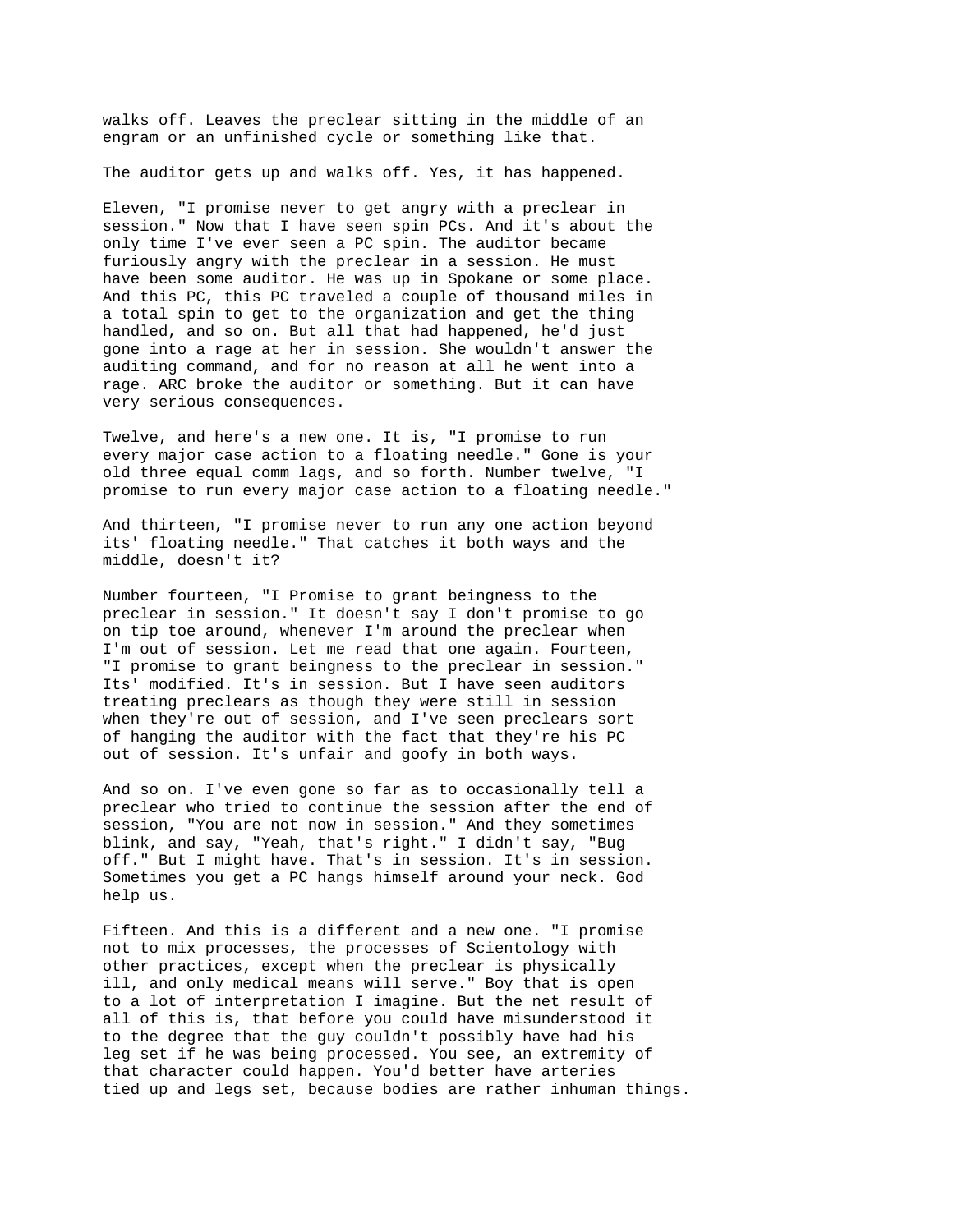walks off. Leaves the preclear sitting in the middle of an engram or an unfinished cycle or something like that.

The auditor gets up and walks off. Yes, it has happened.

Eleven, "I promise never to get angry with a preclear in session." Now that I have seen spin PCs. And it's about the only time I've ever seen a PC spin. The auditor became furiously angry with the preclear in a session. He must have been some auditor. He was up in Spokane or some place. And this PC, this PC traveled a couple of thousand miles in a total spin to get to the organization and get the thing handled, and so on. But all that had happened, he'd just gone into a rage at her in session. She wouldn't answer the auditing command, and for no reason at all he went into a rage. ARC broke the auditor or something. But it can have very serious consequences.

Twelve, and here's a new one. It is, "I promise to run every major case action to a floating needle." Gone is your old three equal comm lags, and so forth. Number twelve, "I promise to run every major case action to a floating needle."

And thirteen, "I promise never to run any one action beyond its' floating needle." That catches it both ways and the middle, doesn't it?

Number fourteen, "I Promise to grant beingness to the preclear in session." It doesn't say I don't promise to go on tip toe around, whenever I'm around the preclear when I'm out of session. Let me read that one again. Fourteen, "I promise to grant beingness to the preclear in session." Its' modified. It's in session. But I have seen auditors treating preclears as though they were still in session when they're out of session, and I've seen preclears sort of hanging the auditor with the fact that they're his PC out of session. It's unfair and goofy in both ways.

And so on. I've even gone so far as to occasionally tell a preclear who tried to continue the session after the end of session, "You are not now in session." And they sometimes blink, and say, "Yeah, that's right." I didn't say, "Bug off." But I might have. That's in session. It's in session. Sometimes you get a PC hangs himself around your neck. God help us.

Fifteen. And this is a different and a new one. "I promise not to mix processes, the processes of Scientology with other practices, except when the preclear is physically ill, and only medical means will serve." Boy that is open to a lot of interpretation I imagine. But the net result of all of this is, that before you could have misunderstood it to the degree that the guy couldn't possibly have had his leg set if he was being processed. You see, an extremity of that character could happen. You'd better have arteries tied up and legs set, because bodies are rather inhuman things.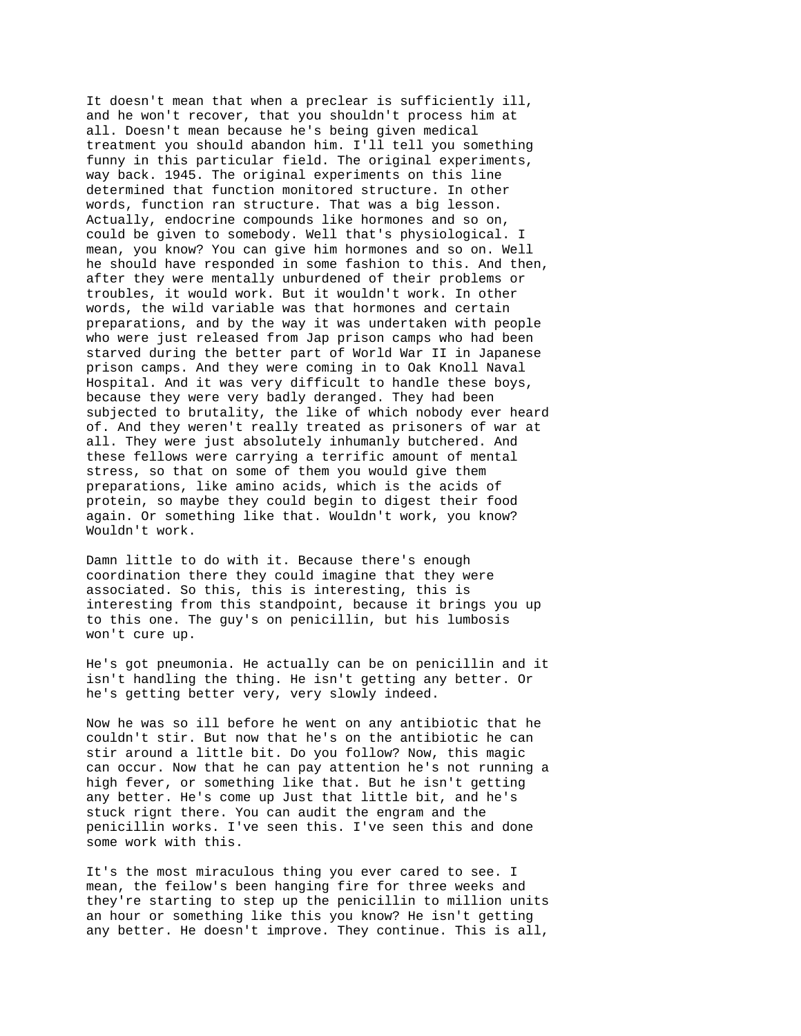It doesn't mean that when a preclear is sufficiently ill, and he won't recover, that you shouldn't process him at all. Doesn't mean because he's being given medical treatment you should abandon him. I'll tell you something funny in this particular field. The original experiments, way back. 1945. The original experiments on this line determined that function monitored structure. In other words, function ran structure. That was a big lesson. Actually, endocrine compounds like hormones and so on, could be given to somebody. Well that's physiological. I mean, you know? You can give him hormones and so on. Well he should have responded in some fashion to this. And then, after they were mentally unburdened of their problems or troubles, it would work. But it wouldn't work. In other words, the wild variable was that hormones and certain preparations, and by the way it was undertaken with people who were just released from Jap prison camps who had been starved during the better part of World War II in Japanese prison camps. And they were coming in to Oak Knoll Naval Hospital. And it was very difficult to handle these boys, because they were very badly deranged. They had been subjected to brutality, the like of which nobody ever heard of. And they weren't really treated as prisoners of war at all. They were just absolutely inhumanly butchered. And these fellows were carrying a terrific amount of mental stress, so that on some of them you would give them preparations, like amino acids, which is the acids of protein, so maybe they could begin to digest their food again. Or something like that. Wouldn't work, you know? Wouldn't work.

Damn little to do with it. Because there's enough coordination there they could imagine that they were associated. So this, this is interesting, this is interesting from this standpoint, because it brings you up to this one. The guy's on penicillin, but his lumbosis won't cure up.

He's got pneumonia. He actually can be on penicillin and it isn't handling the thing. He isn't getting any better. Or he's getting better very, very slowly indeed.

Now he was so ill before he went on any antibiotic that he couldn't stir. But now that he's on the antibiotic he can stir around a little bit. Do you follow? Now, this magic can occur. Now that he can pay attention he's not running a high fever, or something like that. But he isn't getting any better. He's come up Just that little bit, and he's stuck rignt there. You can audit the engram and the penicillin works. I've seen this. I've seen this and done some work with this.

It's the most miraculous thing you ever cared to see. I mean, the feilow's been hanging fire for three weeks and they're starting to step up the penicillin to million units an hour or something like this you know? He isn't getting any better. He doesn't improve. They continue. This is all,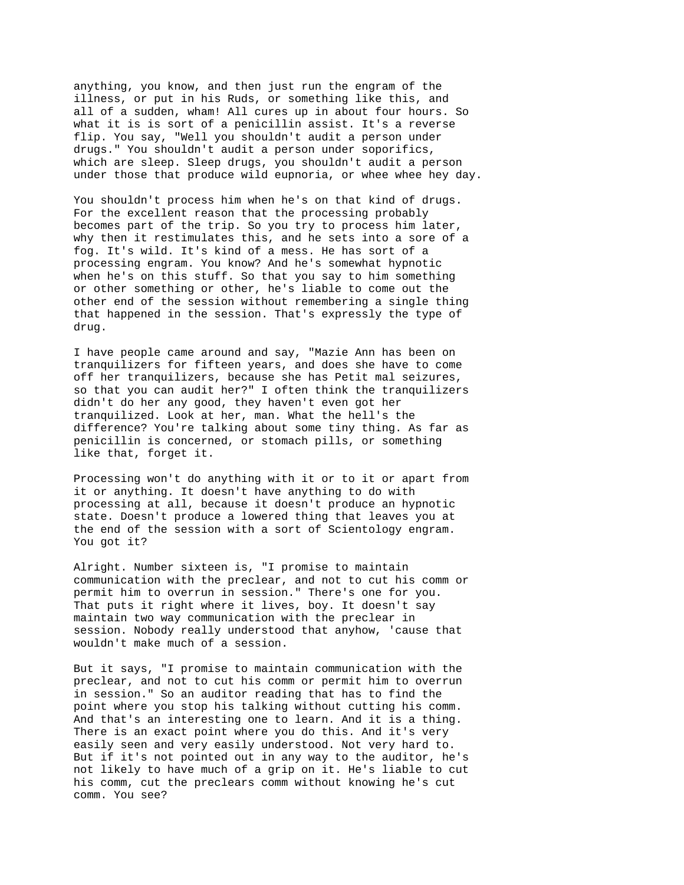anything, you know, and then just run the engram of the illness, or put in his Ruds, or something like this, and all of a sudden, wham! All cures up in about four hours. So what it is is sort of a penicillin assist. It's a reverse flip. You say, "Well you shouldn't audit a person under drugs." You shouldn't audit a person under soporifics, which are sleep. Sleep drugs, you shouldn't audit a person under those that produce wild eupnoria, or whee whee hey day.

You shouldn't process him when he's on that kind of drugs. For the excellent reason that the processing probably becomes part of the trip. So you try to process him later, why then it restimulates this, and he sets into a sore of a fog. It's wild. It's kind of a mess. He has sort of a processing engram. You know? And he's somewhat hypnotic when he's on this stuff. So that you say to him something or other something or other, he's liable to come out the other end of the session without remembering a single thing that happened in the session. That's expressly the type of drug.

I have people came around and say, "Mazie Ann has been on tranquilizers for fifteen years, and does she have to come off her tranquilizers, because she has Petit mal seizures, so that you can audit her?" I often think the tranquilizers didn't do her any good, they haven't even got her tranquilized. Look at her, man. What the hell's the difference? You're talking about some tiny thing. As far as penicillin is concerned, or stomach pills, or something like that, forget it.

Processing won't do anything with it or to it or apart from it or anything. It doesn't have anything to do with processing at all, because it doesn't produce an hypnotic state. Doesn't produce a lowered thing that leaves you at the end of the session with a sort of Scientology engram. You got it?

Alright. Number sixteen is, "I promise to maintain communication with the preclear, and not to cut his comm or permit him to overrun in session." There's one for you. That puts it right where it lives, boy. It doesn't say maintain two way communication with the preclear in session. Nobody really understood that anyhow, 'cause that wouldn't make much of a session.

But it says, "I promise to maintain communication with the preclear, and not to cut his comm or permit him to overrun in session." So an auditor reading that has to find the point where you stop his talking without cutting his comm. And that's an interesting one to learn. And it is a thing. There is an exact point where you do this. And it's very easily seen and very easily understood. Not very hard to. But if it's not pointed out in any way to the auditor, he's not likely to have much of a grip on it. He's liable to cut his comm, cut the preclears comm without knowing he's cut comm. You see?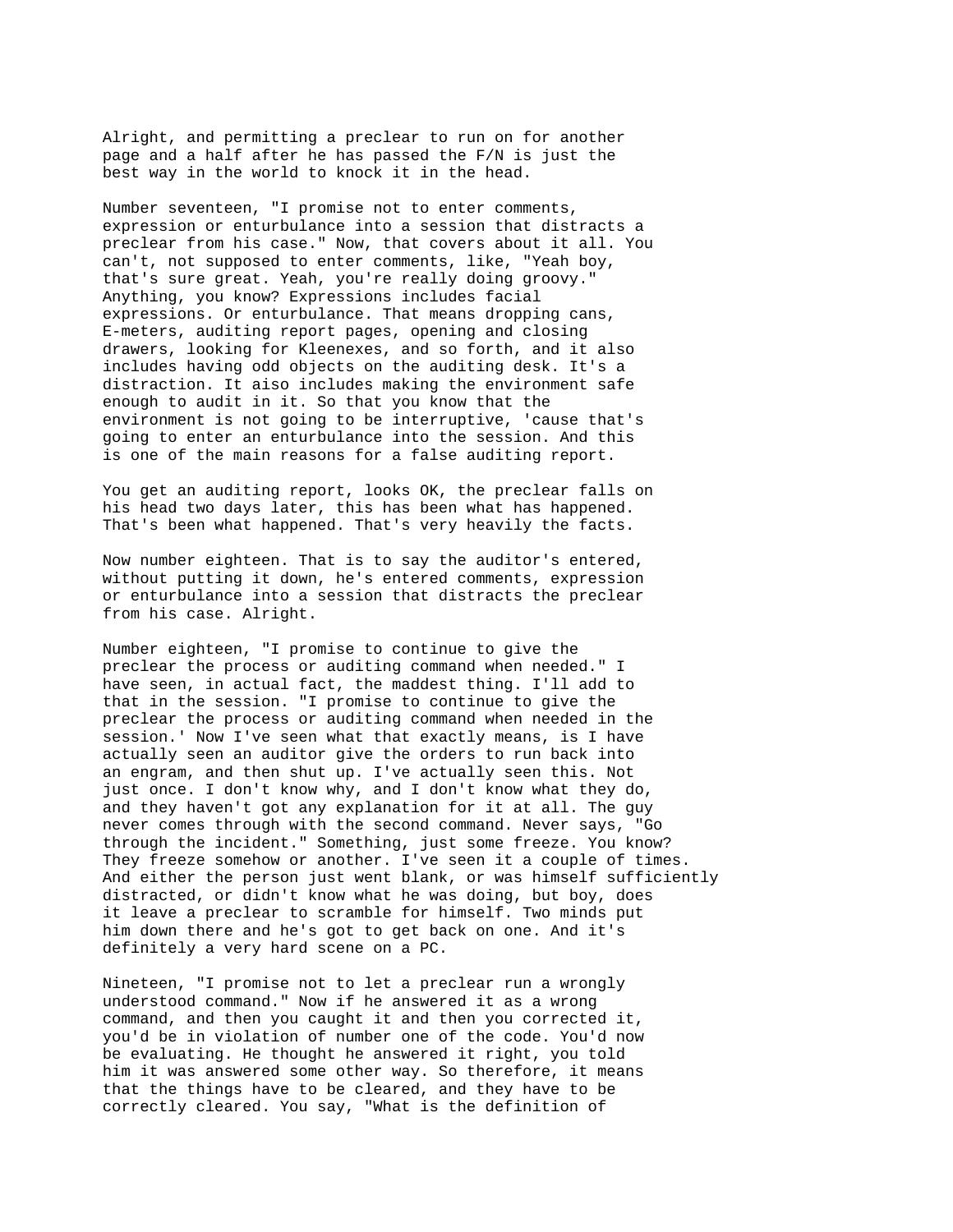Alright, and permitting a preclear to run on for another page and a half after he has passed the F/N is just the best way in the world to knock it in the head.

Number seventeen, "I promise not to enter comments, expression or enturbulance into a session that distracts a preclear from his case." Now, that covers about it all. You can't, not supposed to enter comments, like, "Yeah boy, that's sure great. Yeah, you're really doing groovy." Anything, you know? Expressions includes facial expressions. Or enturbulance. That means dropping cans, E-meters, auditing report pages, opening and closing drawers, looking for Kleenexes, and so forth, and it also includes having odd objects on the auditing desk. It's a distraction. It aiso includes making the environment safe enough to audit in it. So that you know that the environment is not going to be interruptive, 'cause that's going to enter an enturbulance into the session. And this is one of the main reasons for a false auditing report.

You get an auditing report, looks OK, the preclear falls on his head two days later, this has been what has happened. That's been what happened. That's very heavily the facts.

Now number eighteen. That is to say the auditor's entered, without putting it down, he's entered comments, expression or enturbulance into a session that distracts the preclear from his case. Alright.

Number eighteen, "I promise to continue to give the preclear the process or auditing command when needed." I have seen, in actual fact, the maddest thing. I'll add to that in the session. "I promise to continue to give the preclear the process or auditing command when needed in the session.' Now I've seen what that exactly means, is I have actually seen an auditor give the orders to run back into an engram, and then shut up. I've actually seen this. Not just once. I don't know why, and I don't know what they do, and they haven't got any explanation for it at all. The guy never comes through with the second command. Never says, "Go through the incident." Something, just some freeze. You know? They freeze somehow or another. I've seen it a couple of times. And either the person just went blank, or was himself sufficiently distracted, or didn't know what he was doing, but boy, does it leave a preclear to scramble for himself. Two minds put him down there and he's got to get back on one. And it's definitely a very hard scene on a PC.

Nineteen, "I promise not to let a preclear run a wrongly understood command." Now if he answered it as a wrong command, and then you caught it and then you corrected it, you'd be in violation of number one of the code. You'd now be evaluating. He thought he answered it right, you told him it was answered some other way. So therefore, it means that the things have to be cleared, and they have to be correctly cleared. You say, "What is the definition of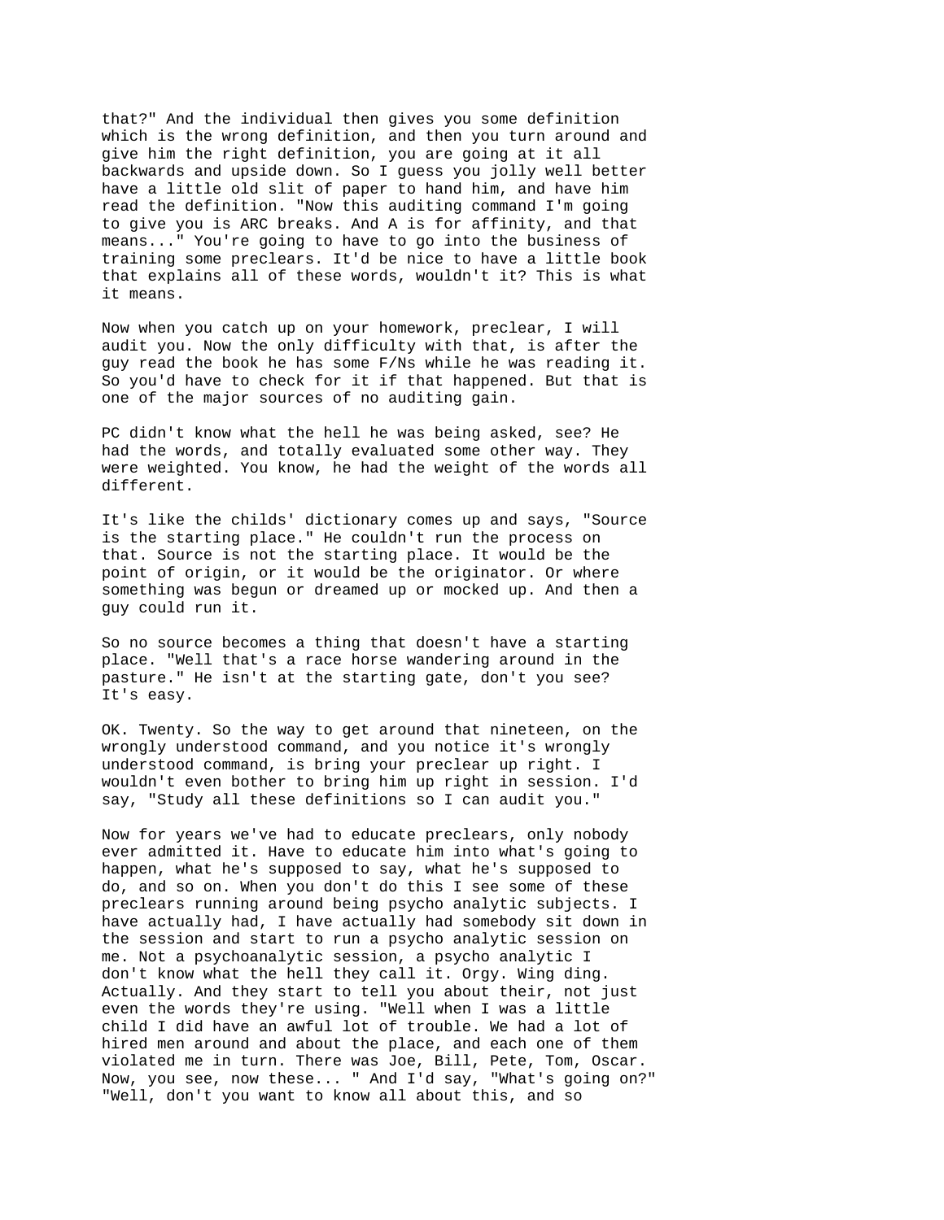that?" And the individual then gives you some definition which is the wrong definition, and then you turn around and give him the right definition, you are going at it all backwards and upside down. So I guess you jolly well better have a little old slit of paper to hand him, and have him read the definition. "Now this auditing command I'm going to give you is ARC breaks. And A is for affinity, and that means..." You're going to have to go into the business of training some preclears. It'd be nice to have a little book that explains all of these words, wouldn't it? This is what it means.

Now when you catch up on your homework, preclear, I will audit you. Now the only difficulty with that, is after the guy read the book he has some F/Ns while he was reading it. So you'd have to check for it if that happened. But that is one of the major sources of no auditing gain.

PC didn't know what the hell he was being asked, see? He had the words, and totally evaluated some other way. They were weighted. You know, he had the weight of the words all different.

It's like the childs' dictionary comes up and says, "Source is the starting place." He couldn't run the process on that. Source is not the starting place. It would be the point of origin, or it would be the originator. Or where something was begun or dreamed up or mocked up. And then a guy could run it.

So no source becomes a thing that doesn't have a starting place. "Well that's a race horse wandering around in the pasture." He isn't at the starting gate, don't you see? It's easy.

OK. Twenty. So the way to get around that nineteen, on the wrongly understood command, and you notice it's wrongly understood command, is bring your preclear up right. I wouldn't even bother to bring him up right in session. I'd say, "Study all these definitions so I can audit you."

Now for years we've had to educate preclears, only nobody ever admitted it. Have to educate him into what's going to happen, what he's supposed to say, what he's supposed to do, and so on. When you don't do this I see some of these preclears running around being psycho analytic subjects. I have actually had, I have actually had somebody sit down in the session and start to run a psycho analytic session on me. Not a psychoanalytic session, a psycho analytic I don't know what the hell they call it. Orgy. Wing ding. Actually. And they start to tell you about their, not just even the words they're using. "Well when I was a little child I did have an awful lot of trouble. We had a lot of hired men around and about the place, and each one of them violated me in turn. There was Joe, Bill, Pete, Tom, Oscar. Now, you see, now these... " And I'd say, "What's going on?" "Well, don't you want to know all about this, and so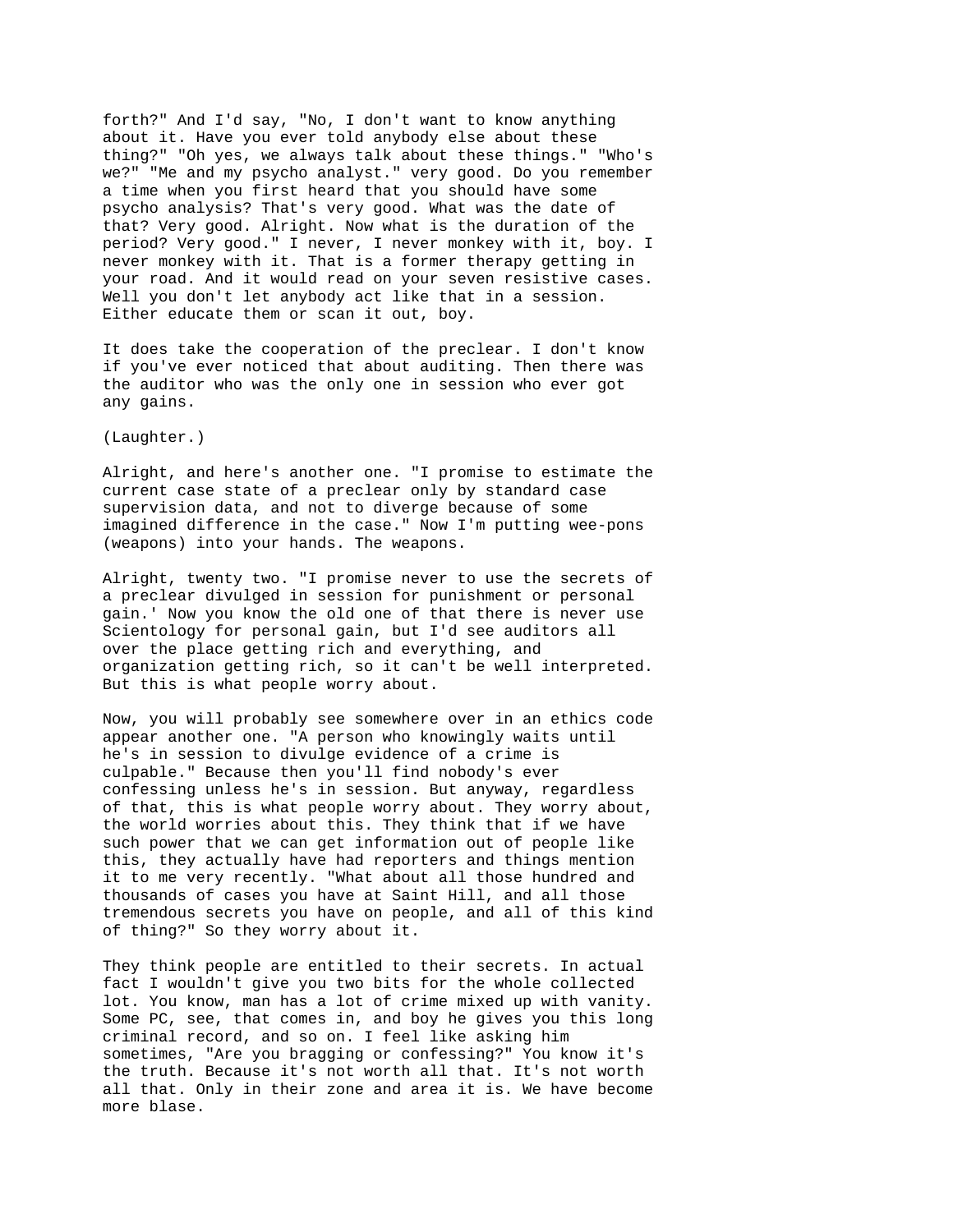forth?" And I'd say, "No, I don't want to know anything about it. Have you ever told anybody else about these thing?" "Oh yes, we always talk about these things." "Who's we?" "Me and my psycho analyst." very good. Do you remember a time when you first heard that you should have some psycho analysis? That's very good. What was the date of that? Very good. Alright. Now what is the duration of the period? Very good." I never, I never monkey with it, boy. I never monkey with it. That is a former therapy getting in your road. And it would read on your seven resistive cases. Well you don't let anybody act like that in a session. Either educate them or scan it out, boy.

It does take the cooperation of the preclear. I don't know if you've ever noticed that about auditing. Then there was the auditor who was the only one in session who ever got any gains.

(Laughter.)

Alright, and here's another one. "I promise to estimate the current case state of a preclear only by standard case supervision data, and not to diverge because of some imagined difference in the case." Now I'm putting wee-pons (weapons) into your hands. The weapons.

Alright, twenty two. "I promise never to use the secrets of a preclear divulged in session for punishment or personal gain.' Now you know the old one of that there is never use Scientology for personal gain, but I'd see auditors all over the place getting rich and everything, and organization getting rich, so it can't be well interpreted. But this is what people worry about.

Now, you will probably see somewhere over in an ethics code appear another one. "A person who knowingly waits until he's in session to divulge evidence of a crime is culpable." Because then you'll find nobody's ever confessing unless he's in session. But anyway, regardless of that, this is what people worry about. They worry about, the world worries about this. They think that if we have such power that we can get information out of people like this, they actually have had reporters and things mention it to me very recently. "What about all those hundred and thousands of cases you have at Saint Hill, and all those tremendous secrets you have on people, and all of this kind of thing?" So they worry about it.

They think people are entitled to their secrets. In actual fact I wouldn't give you two bits for the whole collected lot. You know, man has a lot of crime mixed up with vanity. Some PC, see, that comes in, and boy he gives you this long criminal record, and so on. I feel like asking him sometimes, "Are you bragging or confessing?" You know it's the truth. Because it's not worth all that. It's not worth all that. Only in their zone and area it is. We have become more blase.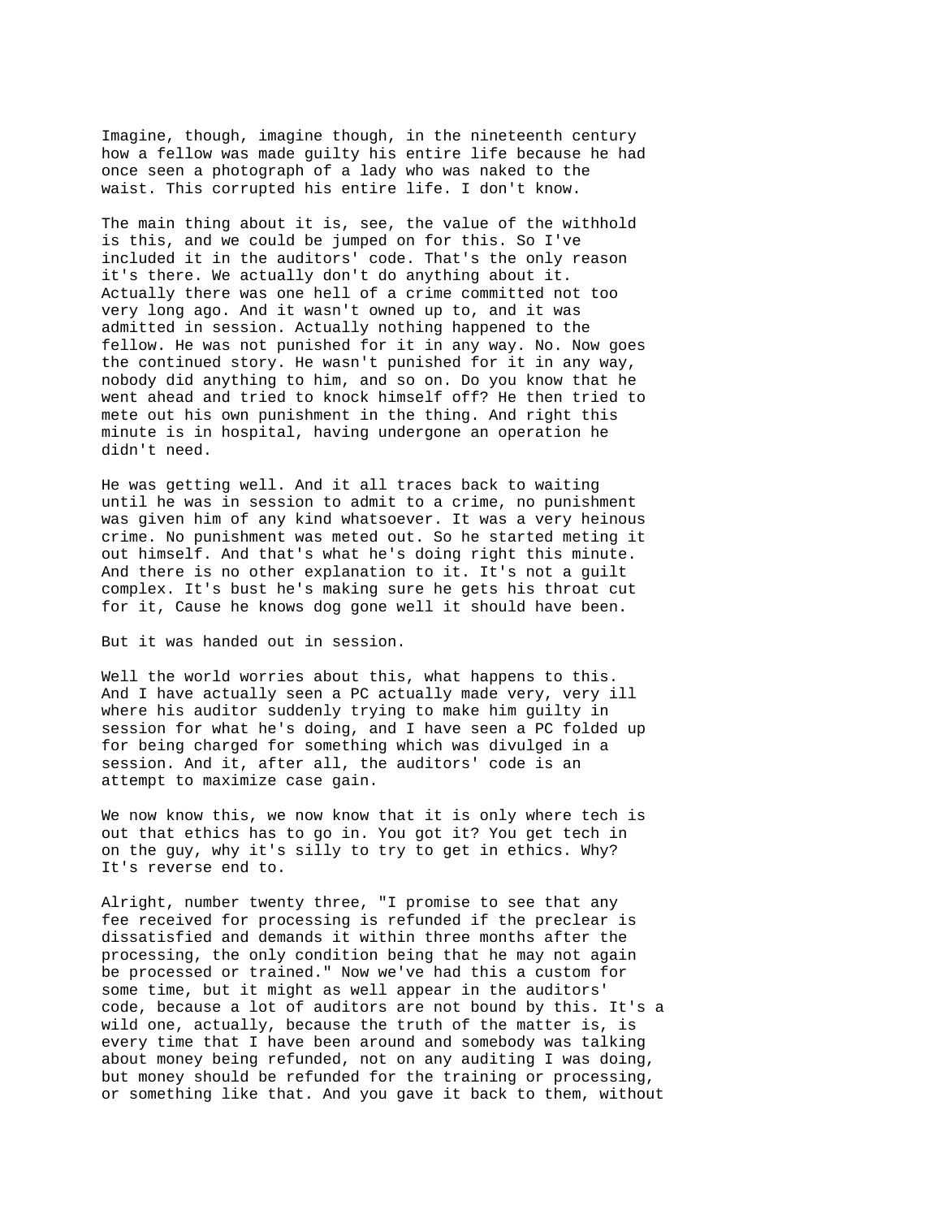Imagine, though, imagine though, in the nineteenth century how a fellow was made guilty his entire life because he had once seen a photograph of a lady who was naked to the waist. This corrupted his entire life. I don't know.

The main thing about it is, see, the value of the withhold is this, and we could be jumped on for this. So I've included it in the auditors' code. That's the only reason it's there. We actually don't do anything about it. Actually there was one hell of a crime committed not too very long ago. And it wasn't owned up to, and it was admitted in session. Actually nothing happened to the fellow. He was not punished for it in any way. No. Now goes the continued story. He wasn't punished for it in any way, nobody did anything to him, and so on. Do you know that he went ahead and tried to knock himself off? He then tried to mete out his own punishment in the thing. And right this minute is in hospital, having undergone an operation he didn't need.

He was getting well. And it all traces back to waiting until he was in session to admit to a crime, no punishment was given him of any kind whatsoever. It was a very heinous crime. No punishment was meted out. So he started meting it out himself. And that's what he's doing right this minute. And there is no other explanation to it. It's not a guilt complex. It's bust he's making sure he gets his throat cut for it, Cause he knows dog gone well it should have been.

But it was handed out in session.

Well the world worries about this, what happens to this. And I have actually seen a PC actually made very, very ill where his auditor suddenly trying to make him guilty in session for what he's doing, and I have seen a PC folded up for being charged for something which was divulged in a session. And it, after all, the auditors' code is an attempt to maximize case gain.

We now know this, we now know that it is only where tech is out that ethics has to go in. You got it? You get tech in on the guy, why it's silly to try to get in ethics. Why? It's reverse end to.

Alright, number twenty three, "I promise to see that any fee received for processing is refunded if the preclear is dissatisfied and demands it within three months after the processing, the only condition being that he may not again be processed or trained." Now we've had this a custom for some time, but it might as well appear in the auditors' code, because a lot of auditors are not bound by this. It's a wild one, actually, because the truth of the matter is, is every time that I have been around and somebody was talking about money being refunded, not on any auditing I was doing, but money should be refunded for the training or processing, or something like that. And you gave it back to them, without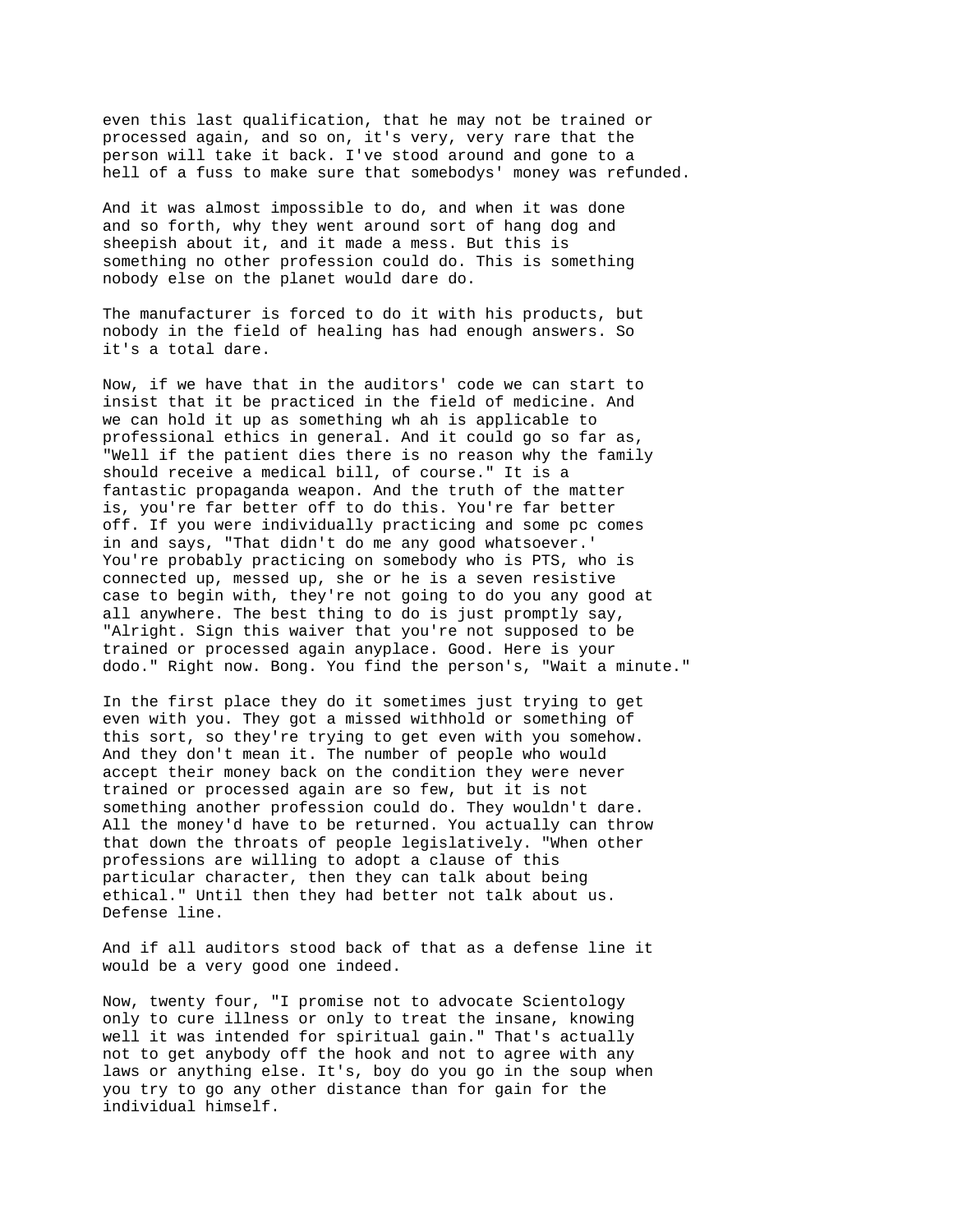even this last qualification, that he may not be trained or processed again, and so on, it's very, very rare that the person will take it back. I've stood around and gone to a hell of a fuss to make sure that somebodys' money was refunded.

And it was almost impossible to do, and when it was done and so forth, why they went around sort of hang dog and sheepish about it, and it made a mess. But this is something no other profession could do. This is something nobody else on the planet would dare do.

The manufacturer is forced to do it with his products, but nobody in the field of healing has had enough answers. So it's a total dare.

Now, if we have that in the auditors' code we can start to insist that it be practiced in the field of medicine. And we can hold it up as something wh ah is applicable to professional ethics in general. And it could go so far as, "Well if the patient dies there is no reason why the family should receive a medical bill, of course." It is a fantastic propaganda weapon. And the truth of the matter is, you're far better off to do this. You're far better off. If you were individually practicing and some pc comes in and says, "That didn't do me any good whatsoever.' You're probably practicing on somebody who is PTS, who is connected up, messed up, she or he is a seven resistive case to begin with, they're not going to do you any good at all anywhere. The best thing to do is just promptly say, "Alright. Sign this waiver that you're not supposed to be trained or processed again anyplace. Good. Here is your dodo." Right now. Bong. You find the person's, "Wait a minute."

In the first place they do it sometimes just trying to get even with you. They got a missed withhold or something of this sort, so they're trying to get even with you somehow. And they don't mean it. The number of people who would accept their money back on the condition they were never trained or processed again are so few, but it is not something another profession could do. They wouldn't dare. All the money'd have to be returned. You actually can throw that down the throats of people legislatively. "When other professions are willing to adopt a clause of this particular character, then they can talk about being ethical." Until then they had better not talk about us. Defense line.

And if all auditors stood back of that as a defense line it would be a very good one indeed.

Now, twenty four, "I promise not to advocate Scientology only to cure illness or only to treat the insane, knowing well it was intended for spiritual gain." That's actually not to get anybody off the hook and not to agree with any laws or anything else. It's, boy do you go in the soup when you try to go any other distance than for gain for the individual himself.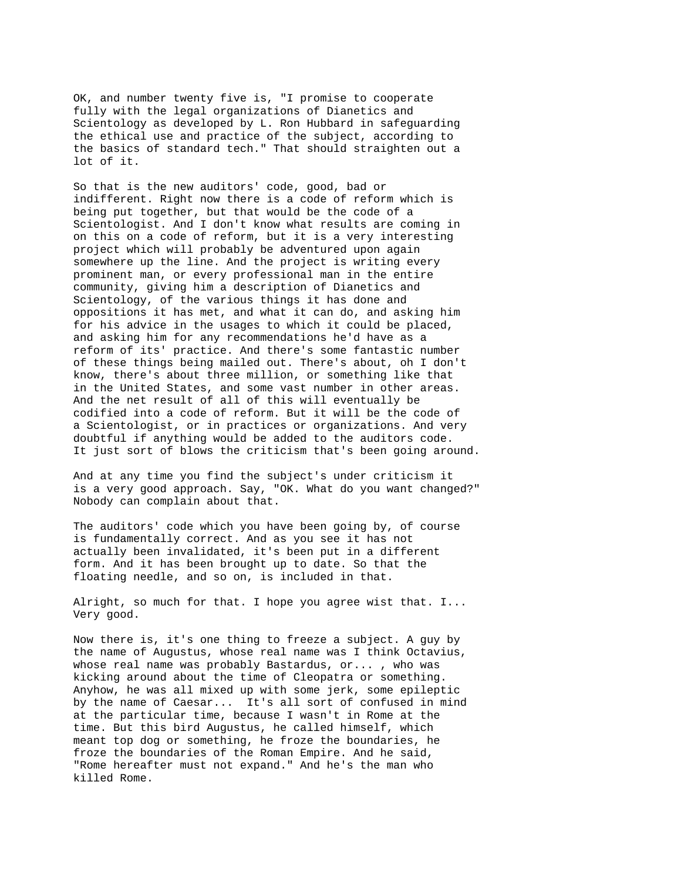OK, and number twenty five is, "I promise to cooperate fully with the legal organizations of Dianetics and Scientology as developed by L. Ron Hubbard in safeguarding the ethical use and practice of the subject, according to the basics of standard tech." That should straighten out a lot of it.

So that is the new auditors' code, good, bad or indifferent. Right now there is a code of reform which is being put together, but that would be the code of a Scientologist. And I don't know what results are coming in on this on a code of reform, but it is a very interesting project which will probably be adventured upon again somewhere up the line. And the project is writing every prominent man, or every professional man in the entire community, giving him a description of Dianetics and Scientology, of the various things it has done and oppositions it has met, and what it can do, and asking him for his advice in the usages to which it could be placed, and asking him for any recommendations he'd have as a reform of its' practice. And there's some fantastic number of these things being mailed out. There's about, oh I don't know, there's about three million, or something like that in the United States, and some vast number in other areas. And the net result of all of this will eventually be codified into a code of reform. But it will be the code of a Scientologist, or in practices or organizations. And very doubtful if anything would be added to the auditors code. It just sort of blows the criticism that's been going around.

And at any time you find the subject's under criticism it is a very good approach. Say, "OK. What do you want changed?" Nobody can complain about that.

The auditors' code which you have been going by, of course is fundamentally correct. And as you see it has not actually been invalidated, it's been put in a different form. And it has been brought up to date. So that the floating needle, and so on, is included in that.

Alright, so much for that. I hope you agree wist that. I... Very good.

Now there is, it's one thing to freeze a subject. A guy by the name of Augustus, whose real name was I think Octavius, whose real name was probably Bastardus, or... , who was kicking around about the time of Cleopatra or something. Anyhow, he was all mixed up with some jerk, some epileptic by the name of Caesar... It's all sort of confused in mind at the particular time, because I wasn't in Rome at the time. But this bird Augustus, he called himself, which meant top dog or something, he froze the boundaries, he froze the boundaries of the Roman Empire. And he said, "Rome hereafter must not expand." And he's the man who killed Rome.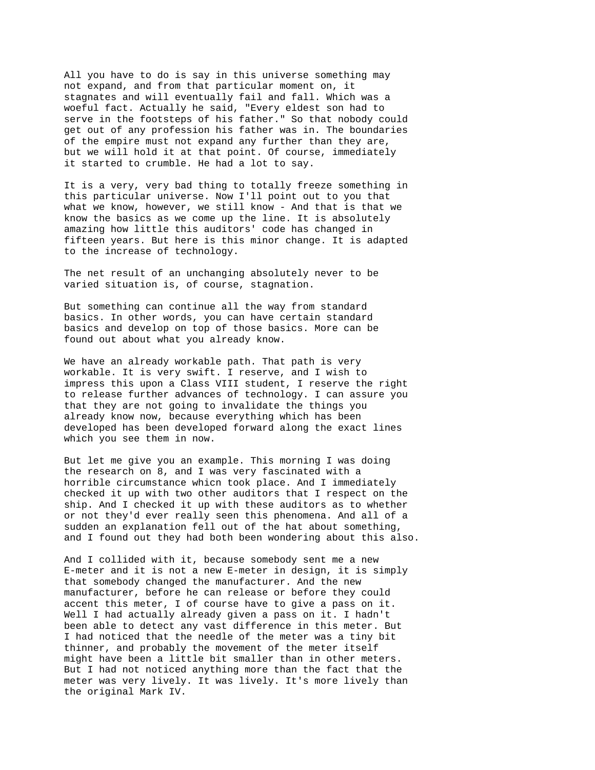All you have to do is say in this universe something may not expand, and from that particular moment on, it stagnates and will eventually fail and fall. Which was a woeful fact. Actually he said, "Every eldest son had to serve in the footsteps of his father." So that nobody could get out of any profession his father was in. The boundaries of the empire must not expand any further than they are, but we will hold it at that point. Of course, immediately it started to crumble. He had a lot to say.

It is a very, very bad thing to totally freeze something in this particular universe. Now I'll point out to you that what we know, however, we still know - And that is that we know the basics as we come up the line. It is absolutely amazing how little this auditors' code has changed in fifteen years. But here is this minor change. It is adapted to the increase of technology.

The net result of an unchanging absolutely never to be varied situation is, of course, stagnation.

But something can continue all the way from standard basics. In other words, you can have certain standard basics and develop on top of those basics. More can be found out about what you already know.

We have an already workable path. That path is very workable. It is very swift. I reserve, and I wish to impress this upon a Class VIII student, I reserve the right to release further advances of technology. I can assure you that they are not going to invalidate the things you already know now, because everything which has been developed has been developed forward along the exact lines which you see them in now.

But let me give you an example. This morning I was doing the research on 8, and I was very fascinated with a horrible circumstance whicn took place. And I immediately checked it up with two other auditors that I respect on the ship. And I checked it up with these auditors as to whether or not they'd ever really seen this phenomena. And all of a sudden an explanation fell out of the hat about something, and I found out they had both been wondering about this also.

And I collided with it, because somebody sent me a new E-meter and it is not a new E-meter in design, it is simply that somebody changed the manufacturer. And the new manufacturer, before he can release or before they could accent this meter, I of course have to give a pass on it. Well I had actually already given a pass on it. I hadn't been able to detect any vast difference in this meter. But I had noticed that the needle of the meter was a tiny bit thinner, and probably the movement of the meter itself might have been a little bit smaller than in other meters. But I had not noticed anything more than the fact that the meter was very lively. It was lively. It's more lively than the original Mark IV.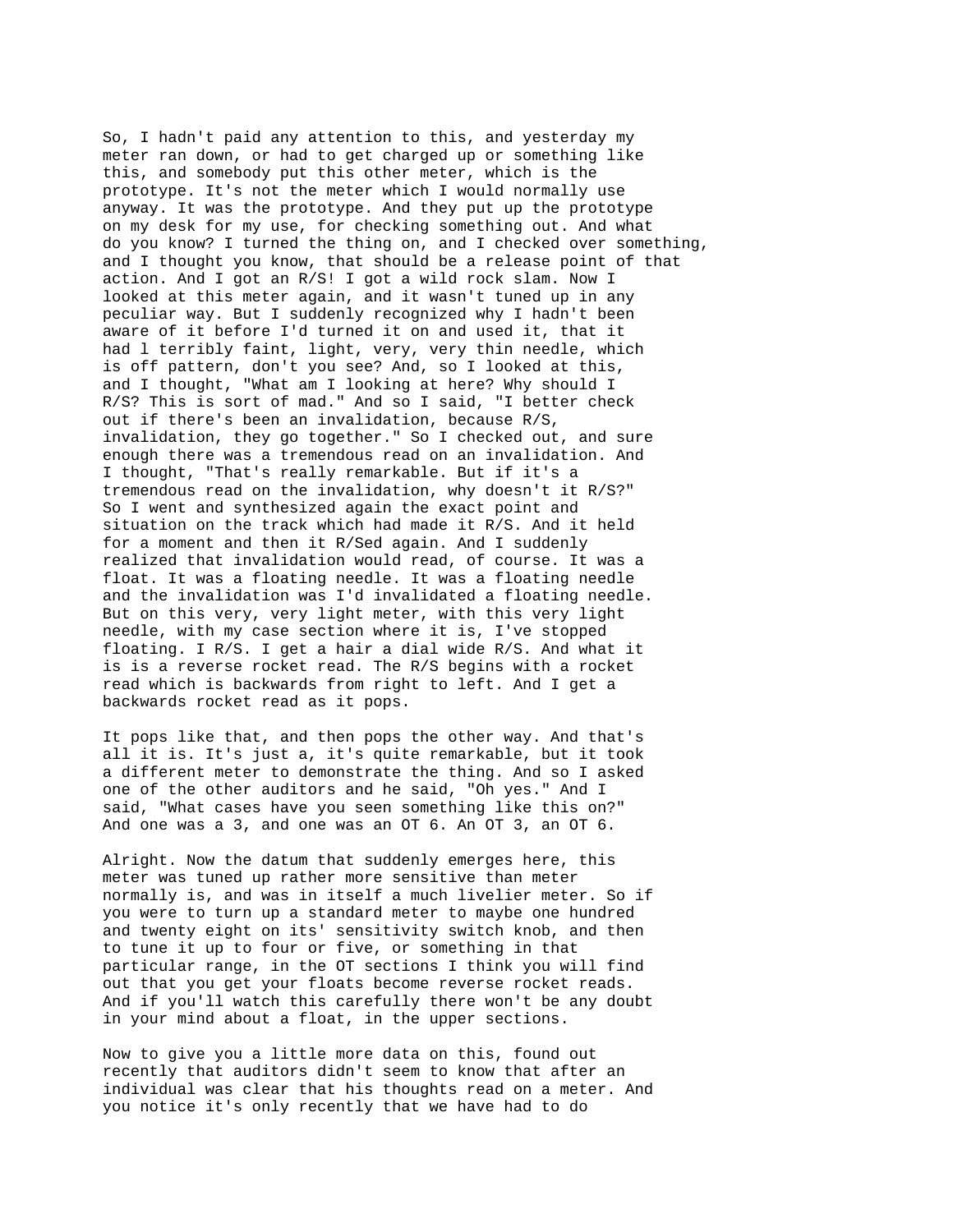So, I hadn't paid any attention to this, and yesterday my meter ran down, or had to get charged up or something like this, and somebody put this other meter, which is the prototype. It's not the meter which I would normally use anyway. It was the prototype. And they put up the prototype on my desk for my use, for checking something out. And what do you know? I turned the thing on, and I checked over something, and I thought you know, that should be a release point of that action. And I got an R/S! I got a wild rock slam. Now I looked at this meter again, and it wasn't tuned up in any peculiar way. But I suddenly recognized why I hadn't been aware of it before I'd turned it on and used it, that it had l terribly faint, light, very, very thin needle, which is off pattern, don't you see? And, so I looked at this, and I thought, "What am I looking at here? Why should I R/S? This is sort of mad." And so I said, "I better check out if there's been an invalidation, because R/S, invalidation, they go together." So I checked out, and sure enough there was a tremendous read on an invalidation. And I thought, "That's really remarkable. But if it's a tremendous read on the invalidation, why doesn't it R/S?" So I went and synthesized again the exact point and situation on the track which had made it R/S. And it held for a moment and then it R/Sed again. And I suddenly realized that invalidation would read, of course. It was a float. It was a floating needle. It was a floating needle and the invalidation was I'd invalidated a floating needle. But on this very, very light meter, with this very light needle, with my case section where it is, I've stopped floating. I R/S. I get a hair a dial wide R/S. And what it is is a reverse rocket read. The R/S begins with a rocket read which is backwards from right to left. And I get a backwards rocket read as it pops.

It pops like that, and then pops the other way. And that's all it is. It's just a, it's quite remarkable, but it took a different meter to demonstrate the thing. And so I asked one of the other auditors and he said, "Oh yes." And I said, "What cases have you seen something like this on?" And one was a 3, and one was an OT 6. An OT 3, an OT 6.

Alright. Now the datum that suddenly emerges here, this meter was tuned up rather more sensitive than meter normally is, and was in itself a much livelier meter. So if you were to turn up a standard meter to maybe one hundred and twenty eight on its' sensitivity switch knob, and then to tune it up to four or five, or something in that particular range, in the OT sections I think you will find out that you get your floats become reverse rocket reads. And if you'll watch this carefully there won't be any doubt in your mind about a float, in the upper sections.

Now to give you a little more data on this, found out recently that auditors didn't seem to know that after an individual was clear that his thoughts read on a meter. And you notice it's only recently that we have had to do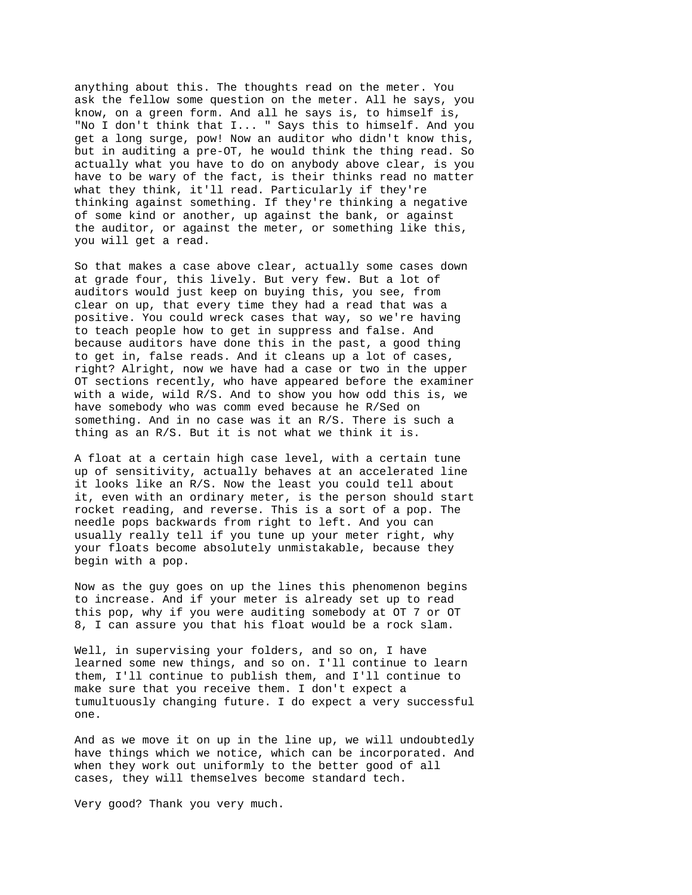anything about this. The thoughts read on the meter. You ask the fellow some question on the meter. All he says, you know, on a green form. And all he says is, to himself is, "No I don't think that I... " Says this to himself. And you get a long surge, pow! Now an auditor who didn't know this, but in auditing a pre-OT, he would think the thing read. So actually what you have to do on anybody above clear, is you have to be wary of the fact, is their thinks read no matter what they think, it'll read. Particularly if they're thinking against something. If they're thinking a negative of some kind or another, up against the bank, or against the auditor, or against the meter, or something like this, you will get a read.

So that makes a case above clear, actually some cases down at grade four, this lively. But very few. But a lot of auditors would just keep on buying this, you see, from clear on up, that every time they had a read that was a positive. You could wreck cases that way, so we're having to teach people how to get in suppress and false. And because auditors have done this in the past, a good thing to get in, false reads. And it cleans up a lot of cases, right? Alright, now we have had a case or two in the upper OT sections recently, who have appeared before the examiner with a wide, wild R/S. And to show you how odd this is, we have somebody who was comm eved because he R/Sed on something. And in no case was it an R/S. There is such a thing as an R/S. But it is not what we think it is.

A float at a certain high case level, with a certain tune up of sensitivity, actually behaves at an accelerated line it looks like an R/S. Now the least you could tell about it, even with an ordinary meter, is the person should start rocket reading, and reverse. This is a sort of a pop. The needle pops backwards from right to left. And you can usually really tell if you tune up your meter right, why your floats become absolutely unmistakable, because they begin with a pop.

Now as the guy goes on up the lines this phenomenon begins to increase. And if your meter is already set up to read this pop, why if you were auditing somebody at OT 7 or OT 8, I can assure you that his float would be a rock slam.

Well, in supervising your folders, and so on, I have learned some new things, and so on. I'll continue to learn them, I'll continue to publish them, and I'll continue to make sure that you receive them. I don't expect a tumultuously changing future. I do expect a very successful one.

And as we move it on up in the line up, we will undoubtedly have things which we notice, which can be incorporated. And when they work out uniformly to the better good of all cases, they will themselves become standard tech.

Very good? Thank you very much.